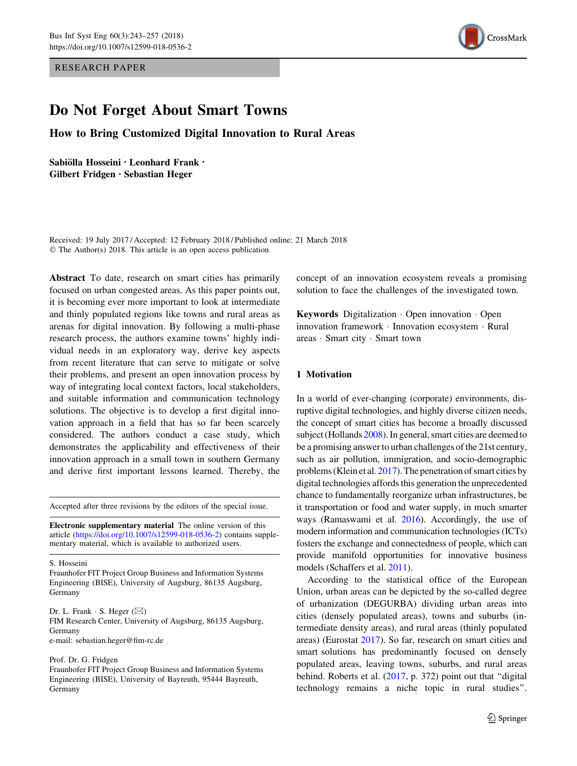RESEARCH PAPER

# Do Not Forget About Smart Towns

## How to Bring Customized Digital Innovation to Rural Areas

**Sabiölla Hosseini · Leonhard Frank · Gilbert Fridgen · Sebastian Heger**

Received: 19 July 2017 / Accepted: 12 February 2018 / Published online: 21 March 2018
© The Author(s) 2018. This article is an open access publication

**Abstract** To date, research on smart cities has primarily focused on urban congested areas. As this paper points out, it is becoming ever more important to look at intermediate and thinly populated regions like towns and rural areas as arenas for digital innovation. By following a multi-phase research process, the authors examine towns' highly individual needs in an exploratory way, derive key aspects from recent literature that can serve to mitigate or solve their problems, and present an open innovation process by way of integrating local context factors, local stakeholders, and suitable information and communication technology solutions. The objective is to develop a first digital innovation approach in a field that has so far been scarcely considered. The authors conduct a case study, which demonstrates the applicability and effectiveness of their innovation approach in a small town in southern Germany and derive first important lessons learned. Thereby, the concept of an innovation ecosystem reveals a promising solution to face the challenges of the investigated town.

**Keywords** Digitalization · Open innovation · Open innovation framework · Innovation ecosystem · Rural areas · Smart city · Smart town

Accepted after three revisions by the editors of the special issue.

**Electronic supplementary material** The online version of this article (https://doi.org/10.1007/s12599-018-0536-2) contains supplementary material, which is available to authorized users.

S. Hosseini
Fraunhofer FIT Project Group Business and Information Systems Engineering (BISE), University of Augsburg, 86135 Augsburg, Germany

Dr. L. Frank · S. Heger (✉)
FIM Research Center, University of Augsburg, 86135 Augsburg, Germany
e-mail: sebastian.heger@fim-rc.de

Prof. Dr. G. Fridgen
Fraunhofer FIT Project Group Business and Information Systems Engineering (BISE), University of Bayreuth, 95444 Bayreuth, Germany

## 1 Motivation

In a world of ever-changing (corporate) environments, disruptive digital technologies, and highly diverse citizen needs, the concept of smart cities has become a broadly discussed subject (Hollands 2008). In general, smart cities are deemed to be a promising answer to urban challenges of the 21st century, such as air pollution, immigration, and socio-demographic problems (Klein et al. 2017). The penetration of smart cities by digital technologies affords this generation the unprecedented chance to fundamentally reorganize urban infrastructures, be it transportation or food and water supply, in much smarter ways (Ramaswami et al. 2016). Accordingly, the use of modern information and communication technologies (ICTs) fosters the exchange and connectedness of people, which can provide manifold opportunities for innovative business models (Schaffers et al. 2011).

According to the statistical office of the European Union, urban areas can be depicted by the so-called degree of urbanization (DEGURBA) dividing urban areas into cities (densely populated areas), towns and suburbs (intermediate density areas), and rural areas (thinly populated areas) (Eurostat 2017). So far, research on smart cities and smart solutions has predominantly focused on densely populated areas, leaving towns, suburbs, and rural areas behind. Roberts et al. (2017, p. 372) point out that "digital technology remains a niche topic in rural studies".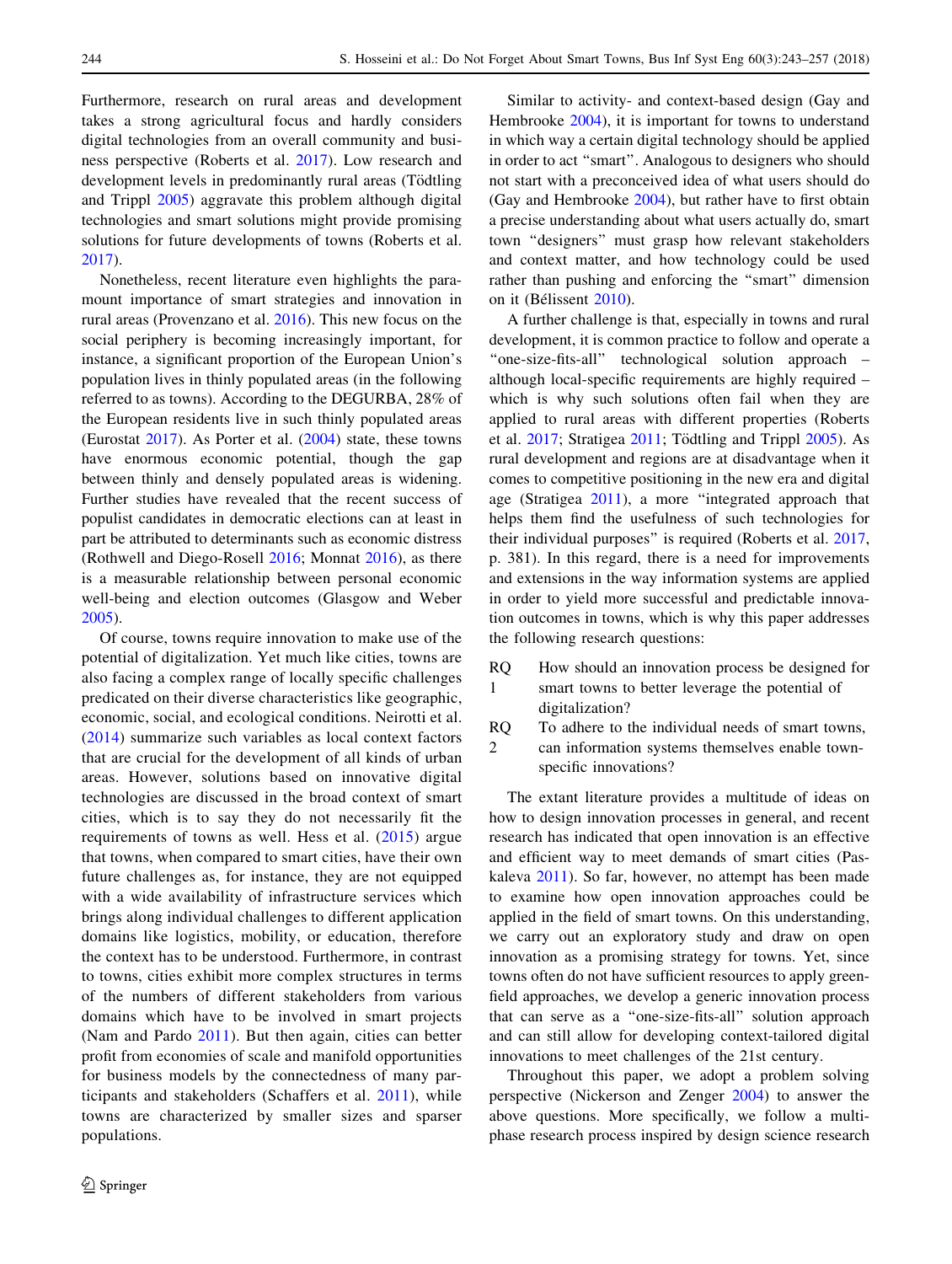Furthermore, research on rural areas and development takes a strong agricultural focus and hardly considers digital technologies from an overall community and business perspective (Roberts et al. 2017). Low research and development levels in predominantly rural areas (Tödtling and Trippl 2005) aggravate this problem although digital technologies and smart solutions might provide promising solutions for future developments of towns (Roberts et al. 2017).

Nonetheless, recent literature even highlights the paramount importance of smart strategies and innovation in rural areas (Provenzano et al. 2016). This new focus on the social periphery is becoming increasingly important, for instance, a significant proportion of the European Union's population lives in thinly populated areas (in the following referred to as towns). According to the DEGURBA, 28% of the European residents live in such thinly populated areas (Eurostat 2017). As Porter et al. (2004) state, these towns have enormous economic potential, though the gap between thinly and densely populated areas is widening. Further studies have revealed that the recent success of populist candidates in democratic elections can at least in part be attributed to determinants such as economic distress (Rothwell and Diego-Rosell 2016; Monnat 2016), as there is a measurable relationship between personal economic well-being and election outcomes (Glasgow and Weber 2005).

Of course, towns require innovation to make use of the potential of digitalization. Yet much like cities, towns are also facing a complex range of locally specific challenges predicated on their diverse characteristics like geographic, economic, social, and ecological conditions. Neirotti et al. (2014) summarize such variables as local context factors that are crucial for the development of all kinds of urban areas. However, solutions based on innovative digital technologies are discussed in the broad context of smart cities, which is to say they do not necessarily fit the requirements of towns as well. Hess et al. (2015) argue that towns, when compared to smart cities, have their own future challenges as, for instance, they are not equipped with a wide availability of infrastructure services which brings along individual challenges to different application domains like logistics, mobility, or education, therefore the context has to be understood. Furthermore, in contrast to towns, cities exhibit more complex structures in terms of the numbers of different stakeholders from various domains which have to be involved in smart projects (Nam and Pardo 2011). But then again, cities can better profit from economies of scale and manifold opportunities for business models by the connectedness of many participants and stakeholders (Schaffers et al. 2011), while towns are characterized by smaller sizes and sparser populations.

Similar to activity- and context-based design (Gay and Hembrooke 2004), it is important for towns to understand in which way a certain digital technology should be applied in order to act "smart". Analogous to designers who should not start with a preconceived idea of what users should do (Gay and Hembrooke 2004), but rather have to first obtain a precise understanding about what users actually do, smart town "designers" must grasp how relevant stakeholders and context matter, and how technology could be used rather than pushing and enforcing the "smart" dimension on it (Bélissent 2010).

A further challenge is that, especially in towns and rural development, it is common practice to follow and operate a "one-size-fits-all" technological solution approach – although local-specific requirements are highly required – which is why such solutions often fail when they are applied to rural areas with different properties (Roberts et al. 2017; Stratigea 2011; Tödtling and Trippl 2005). As rural development and regions are at disadvantage when it comes to competitive positioning in the new era and digital age (Stratigea 2011), a more "integrated approach that helps them find the usefulness of such technologies for their individual purposes" is required (Roberts et al. 2017, p. 381). In this regard, there is a need for improvements and extensions in the way information systems are applied in order to yield more successful and predictable innovation outcomes in towns, which is why this paper addresses the following research questions:

- RQ 1 How should an innovation process be designed for smart towns to better leverage the potential of digitalization?
- RQ 2 To adhere to the individual needs of smart towns, can information systems themselves enable town-specific innovations?

The extant literature provides a multitude of ideas on how to design innovation processes in general, and recent research has indicated that open innovation is an effective and efficient way to meet demands of smart cities (Paskaleva 2011). So far, however, no attempt has been made to examine how open innovation approaches could be applied in the field of smart towns. On this understanding, we carry out an exploratory study and draw on open innovation as a promising strategy for towns. Yet, since towns often do not have sufficient resources to apply greenfield approaches, we develop a generic innovation process that can serve as a "one-size-fits-all" solution approach and can still allow for developing context-tailored digital innovations to meet challenges of the 21st century.

Throughout this paper, we adopt a problem solving perspective (Nickerson and Zenger 2004) to answer the above questions. More specifically, we follow a multi-phase research process inspired by design science research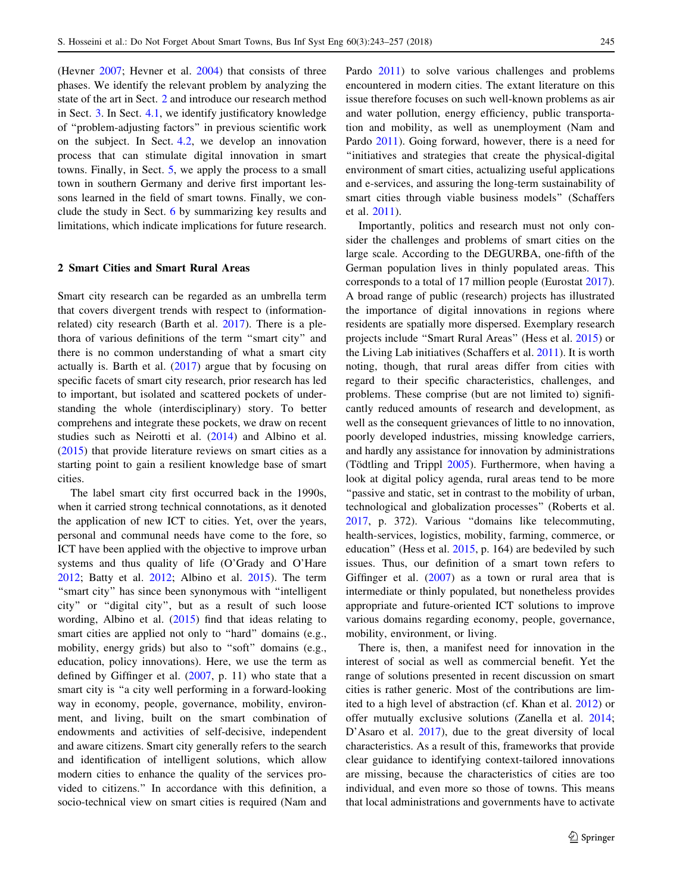(Hevner 2007; Hevner et al. 2004) that consists of three phases. We identify the relevant problem by analyzing the state of the art in Sect. 2 and introduce our research method in Sect. 3. In Sect. 4.1, we identify justificatory knowledge of "problem-adjusting factors" in previous scientific work on the subject. In Sect. 4.2, we develop an innovation process that can stimulate digital innovation in smart towns. Finally, in Sect. 5, we apply the process to a small town in southern Germany and derive first important lessons learned in the field of smart towns. Finally, we conclude the study in Sect. 6 by summarizing key results and limitations, which indicate implications for future research.

## 2 Smart Cities and Smart Rural Areas

Smart city research can be regarded as an umbrella term that covers divergent trends with respect to (information-related) city research (Barth et al. 2017). There is a plethora of various definitions of the term "smart city" and there is no common understanding of what a smart city actually is. Barth et al. (2017) argue that by focusing on specific facets of smart city research, prior research has led to important, but isolated and scattered pockets of understanding the whole (interdisciplinary) story. To better comprehens and integrate these pockets, we draw on recent studies such as Neirotti et al. (2014) and Albino et al. (2015) that provide literature reviews on smart cities as a starting point to gain a resilient knowledge base of smart cities.

The label smart city first occurred back in the 1990s, when it carried strong technical connotations, as it denoted the application of new ICT to cities. Yet, over the years, personal and communal needs have come to the fore, so ICT have been applied with the objective to improve urban systems and thus quality of life (O'Grady and O'Hare 2012; Batty et al. 2012; Albino et al. 2015). The term "smart city" has since been synonymous with "intelligent city" or "digital city", but as a result of such loose wording, Albino et al. (2015) find that ideas relating to smart cities are applied not only to "hard" domains (e.g., mobility, energy grids) but also to "soft" domains (e.g., education, policy innovations). Here, we use the term as defined by Giffinger et al. (2007, p. 11) who state that a smart city is "a city well performing in a forward-looking way in economy, people, governance, mobility, environment, and living, built on the smart combination of endowments and activities of self-decisive, independent and aware citizens. Smart city generally refers to the search and identification of intelligent solutions, which allow modern cities to enhance the quality of the services provided to citizens." In accordance with this definition, a socio-technical view on smart cities is required (Nam and Pardo 2011) to solve various challenges and problems encountered in modern cities. The extant literature on this issue therefore focuses on such well-known problems as air and water pollution, energy efficiency, public transportation and mobility, as well as unemployment (Nam and Pardo 2011). Going forward, however, there is a need for "initiatives and strategies that create the physical-digital environment of smart cities, actualizing useful applications and e-services, and assuring the long-term sustainability of smart cities through viable business models" (Schaffers et al. 2011).

Importantly, politics and research must not only consider the challenges and problems of smart cities on the large scale. According to the DEGURBA, one-fifth of the German population lives in thinly populated areas. This corresponds to a total of 17 million people (Eurostat 2017). A broad range of public (research) projects has illustrated the importance of digital innovations in regions where residents are spatially more dispersed. Exemplary research projects include "Smart Rural Areas" (Hess et al. 2015) or the Living Lab initiatives (Schaffers et al. 2011). It is worth noting, though, that rural areas differ from cities with regard to their specific characteristics, challenges, and problems. These comprise (but are not limited to) significantly reduced amounts of research and development, as well as the consequent grievances of little to no innovation, poorly developed industries, missing knowledge carriers, and hardly any assistance for innovation by administrations (Tödtling and Trippl 2005). Furthermore, when having a look at digital policy agenda, rural areas tend to be more "passive and static, set in contrast to the mobility of urban, technological and globalization processes" (Roberts et al. 2017, p. 372). Various "domains like telecommuting, health-services, logistics, mobility, farming, commerce, or education" (Hess et al. 2015, p. 164) are bedeviled by such issues. Thus, our definition of a smart town refers to Giffinger et al. (2007) as a town or rural area that is intermediate or thinly populated, but nonetheless provides appropriate and future-oriented ICT solutions to improve various domains regarding economy, people, governance, mobility, environment, or living.

There is, then, a manifest need for innovation in the interest of social as well as commercial benefit. Yet the range of solutions presented in recent discussion on smart cities is rather generic. Most of the contributions are limited to a high level of abstraction (cf. Khan et al. 2012) or offer mutually exclusive solutions (Zanella et al. 2014; D'Asaro et al. 2017), due to the great diversity of local characteristics. As a result of this, frameworks that provide clear guidance to identifying context-tailored innovations are missing, because the characteristics of cities are too individual, and even more so those of towns. This means that local administrations and governments have to activate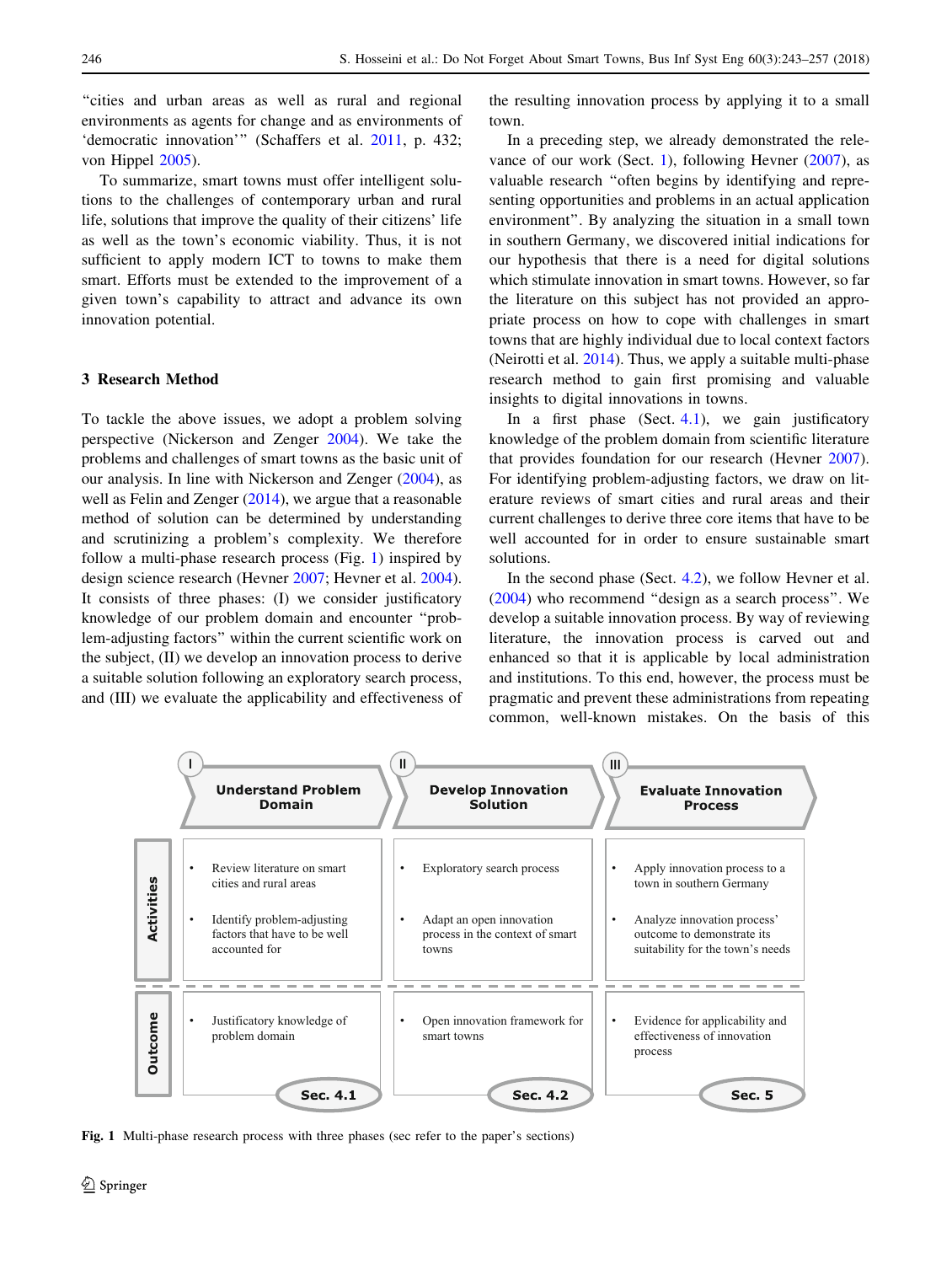"cities and urban areas as well as rural and regional environments as agents for change and as environments of 'democratic innovation'" (Schaffers et al. 2011, p. 432; von Hippel 2005).

To summarize, smart towns must offer intelligent solutions to the challenges of contemporary urban and rural life, solutions that improve the quality of their citizens' life as well as the town's economic viability. Thus, it is not sufficient to apply modern ICT to towns to make them smart. Efforts must be extended to the improvement of a given town's capability to attract and advance its own innovation potential.

## 3 Research Method

To tackle the above issues, we adopt a problem solving perspective (Nickerson and Zenger 2004). We take the problems and challenges of smart towns as the basic unit of our analysis. In line with Nickerson and Zenger (2004), as well as Felin and Zenger (2014), we argue that a reasonable method of solution can be determined by understanding and scrutinizing a problem's complexity. We therefore follow a multi-phase research process (Fig. 1) inspired by design science research (Hevner 2007; Hevner et al. 2004). It consists of three phases: (I) we consider justificatory knowledge of our problem domain and encounter "problem-adjusting factors" within the current scientific work on the subject, (II) we develop an innovation process to derive a suitable solution following an exploratory search process, and (III) we evaluate the applicability and effectiveness of the resulting innovation process by applying it to a small town.

In a preceding step, we already demonstrated the relevance of our work (Sect. 1), following Hevner (2007), as valuable research "often begins by identifying and representing opportunities and problems in an actual application environment". By analyzing the situation in a small town in southern Germany, we discovered initial indications for our hypothesis that there is a need for digital solutions which stimulate innovation in smart towns. However, so far the literature on this subject has not provided an appropriate process on how to cope with challenges in smart towns that are highly individual due to local context factors (Neirotti et al. 2014). Thus, we apply a suitable multi-phase research method to gain first promising and valuable insights to digital innovations in towns.

In a first phase (Sect. 4.1), we gain justificatory knowledge of the problem domain from scientific literature that provides foundation for our research (Hevner 2007). For identifying problem-adjusting factors, we draw on literature reviews of smart cities and rural areas and their current challenges to derive three core items that have to be well accounted for in order to ensure sustainable smart solutions.

In the second phase (Sect. 4.2), we follow Hevner et al. (2004) who recommend "design as a search process". We develop a suitable innovation process. By way of reviewing literature, the innovation process is carved out and enhanced so that it is applicable by local administration and institutions. To this end, however, the process must be pragmatic and prevent these administrations from repeating common, well-known mistakes. On the basis of this

| | I. Understand Problem Domain | II. Develop Innovation Solution | III. Evaluate Innovation Process |
|---|---|---|---|
| **Activities** | • Review literature on smart cities and rural areas<br>• Identify problem-adjusting factors that have to be well accounted for | • Exploratory search process<br>• Adapt an open innovation process in the context of smart towns | • Apply innovation process to a town in southern Germany<br>• Analyze innovation process' outcome to demonstrate its suitability for the town's needs |
| **Outcome** | • Justificatory knowledge of problem domain<br>Sec. 4.1 | • Open innovation framework for smart towns<br>Sec. 4.2 | • Evidence for applicability and effectiveness of innovation process<br>Sec. 5 |

**Fig. 1** Multi-phase research process with three phases (sec refer to the paper's sections)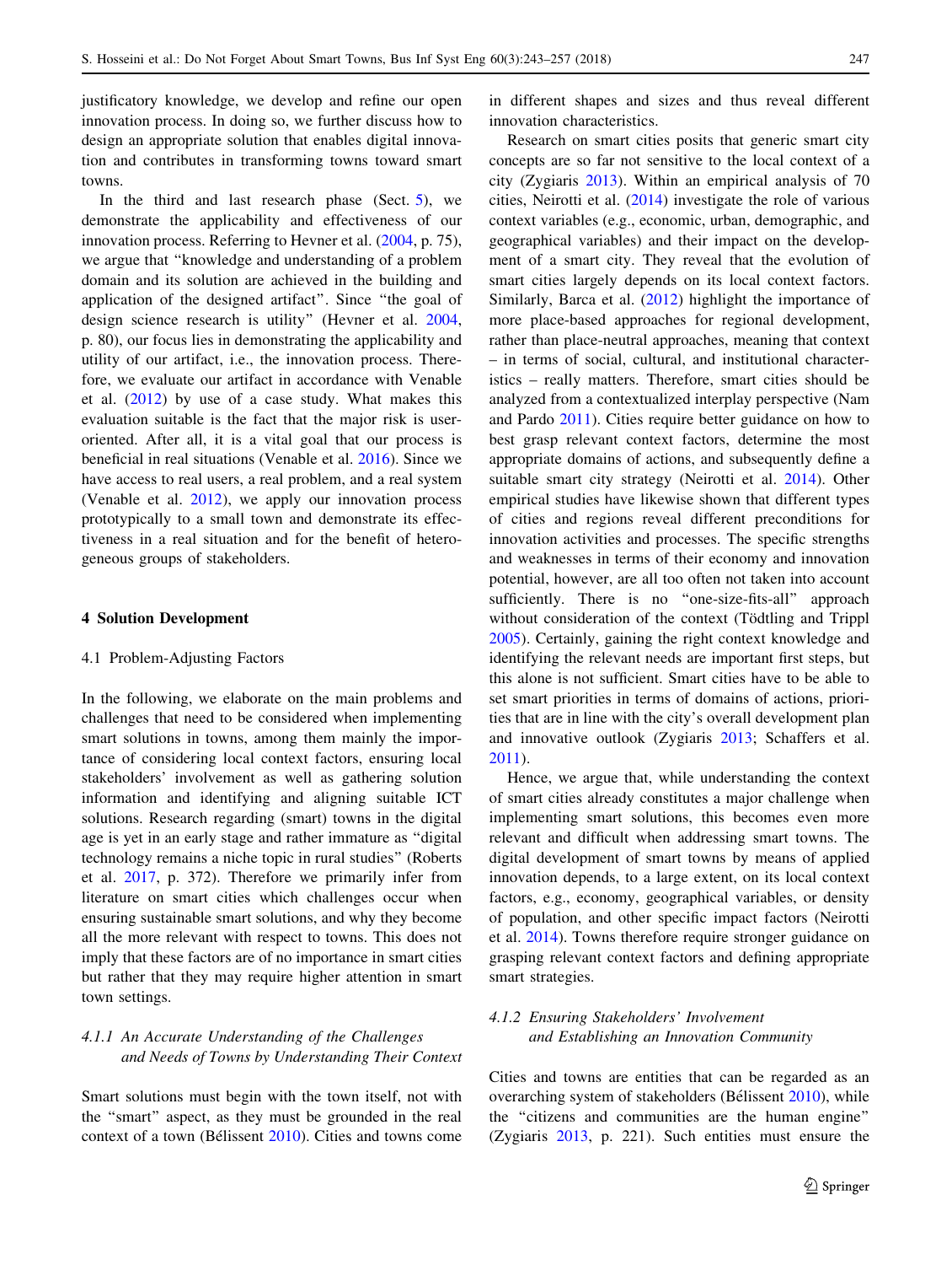justificatory knowledge, we develop and refine our open innovation process. In doing so, we further discuss how to design an appropriate solution that enables digital innovation and contributes in transforming towns toward smart towns.

In the third and last research phase (Sect. 5), we demonstrate the applicability and effectiveness of our innovation process. Referring to Hevner et al. (2004, p. 75), we argue that "knowledge and understanding of a problem domain and its solution are achieved in the building and application of the designed artifact". Since "the goal of design science research is utility" (Hevner et al. 2004, p. 80), our focus lies in demonstrating the applicability and utility of our artifact, i.e., the innovation process. Therefore, we evaluate our artifact in accordance with Venable et al. (2012) by use of a case study. What makes this evaluation suitable is the fact that the major risk is user-oriented. After all, it is a vital goal that our process is beneficial in real situations (Venable et al. 2016). Since we have access to real users, a real problem, and a real system (Venable et al. 2012), we apply our innovation process prototypically to a small town and demonstrate its effectiveness in a real situation and for the benefit of heterogeneous groups of stakeholders.

## 4 Solution Development

### 4.1 Problem-Adjusting Factors

In the following, we elaborate on the main problems and challenges that need to be considered when implementing smart solutions in towns, among them mainly the importance of considering local context factors, ensuring local stakeholders' involvement as well as gathering solution information and identifying and aligning suitable ICT solutions. Research regarding (smart) towns in the digital age is yet in an early stage and rather immature as "digital technology remains a niche topic in rural studies" (Roberts et al. 2017, p. 372). Therefore we primarily infer from literature on smart cities which challenges occur when ensuring sustainable smart solutions, and why they become all the more relevant with respect to towns. This does not imply that these factors are of no importance in smart cities but rather that they may require higher attention in smart town settings.

#### 4.1.1 *An Accurate Understanding of the Challenges and Needs of Towns by Understanding Their Context*

Smart solutions must begin with the town itself, not with the "smart" aspect, as they must be grounded in the real context of a town (Bélissent 2010). Cities and towns come in different shapes and sizes and thus reveal different innovation characteristics.

Research on smart cities posits that generic smart city concepts are so far not sensitive to the local context of a city (Zygiaris 2013). Within an empirical analysis of 70 cities, Neirotti et al. (2014) investigate the role of various context variables (e.g., economic, urban, demographic, and geographical variables) and their impact on the development of a smart city. They reveal that the evolution of smart cities largely depends on its local context factors. Similarly, Barca et al. (2012) highlight the importance of more place-based approaches for regional development, rather than place-neutral approaches, meaning that context – in terms of social, cultural, and institutional characteristics – really matters. Therefore, smart cities should be analyzed from a contextualized interplay perspective (Nam and Pardo 2011). Cities require better guidance on how to best grasp relevant context factors, determine the most appropriate domains of actions, and subsequently define a suitable smart city strategy (Neirotti et al. 2014). Other empirical studies have likewise shown that different types of cities and regions reveal different preconditions for innovation activities and processes. The specific strengths and weaknesses in terms of their economy and innovation potential, however, are all too often not taken into account sufficiently. There is no "one-size-fits-all" approach without consideration of the context (Tödtling and Trippl 2005). Certainly, gaining the right context knowledge and identifying the relevant needs are important first steps, but this alone is not sufficient. Smart cities have to be able to set smart priorities in terms of domains of actions, priorities that are in line with the city's overall development plan and innovative outlook (Zygiaris 2013; Schaffers et al. 2011).

Hence, we argue that, while understanding the context of smart cities already constitutes a major challenge when implementing smart solutions, this becomes even more relevant and difficult when addressing smart towns. The digital development of smart towns by means of applied innovation depends, to a large extent, on its local context factors, e.g., economy, geographical variables, or density of population, and other specific impact factors (Neirotti et al. 2014). Towns therefore require stronger guidance on grasping relevant context factors and defining appropriate smart strategies.

#### 4.1.2 *Ensuring Stakeholders' Involvement and Establishing an Innovation Community*

Cities and towns are entities that can be regarded as an overarching system of stakeholders (Bélissent 2010), while the "citizens and communities are the human engine" (Zygiaris 2013, p. 221). Such entities must ensure the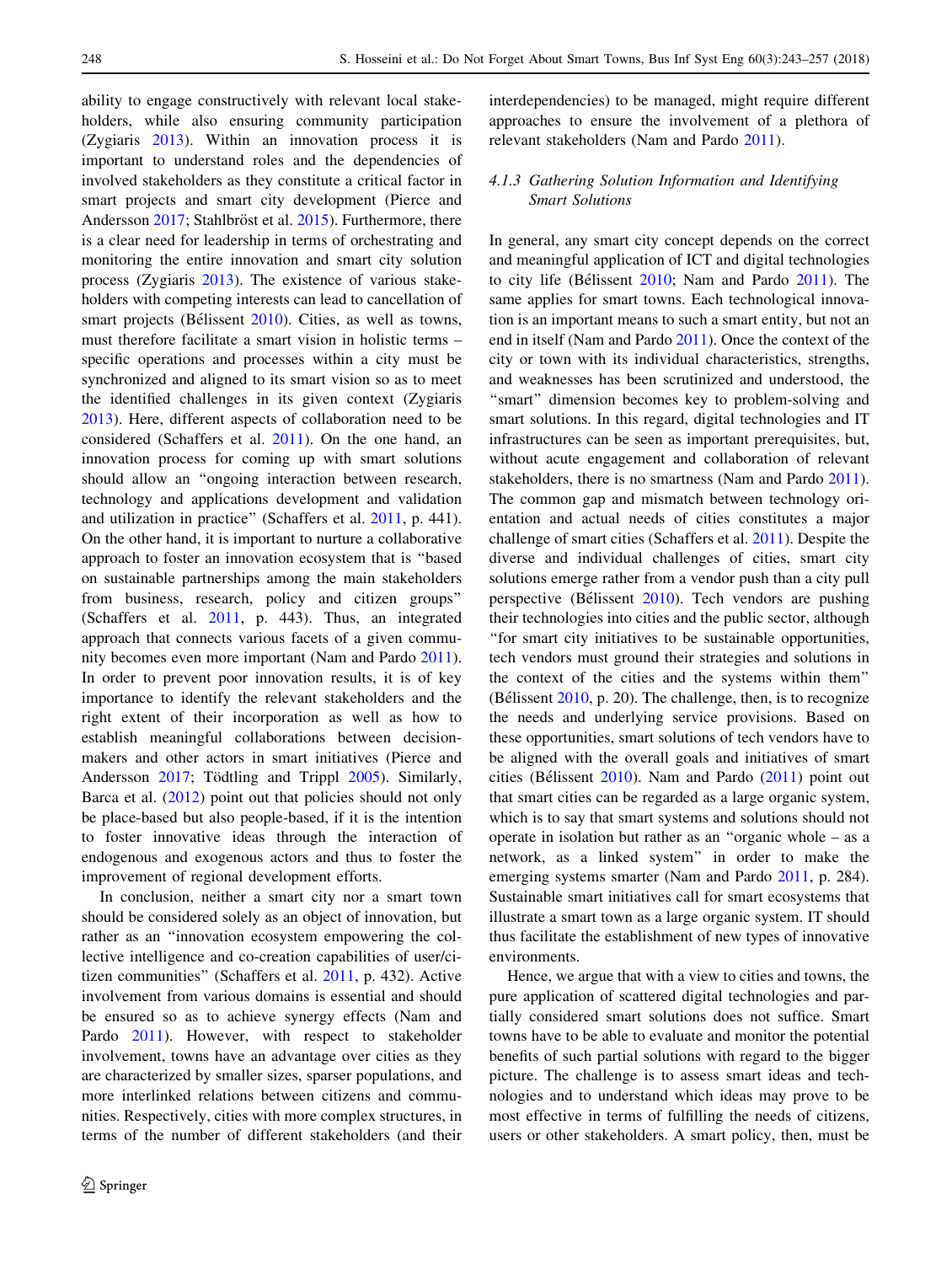ability to engage constructively with relevant local stakeholders, while also ensuring community participation (Zygiaris 2013). Within an innovation process it is important to understand roles and the dependencies of involved stakeholders as they constitute a critical factor in smart projects and smart city development (Pierce and Andersson 2017; Stahlbröst et al. 2015). Furthermore, there is a clear need for leadership in terms of orchestrating and monitoring the entire innovation and smart city solution process (Zygiaris 2013). The existence of various stakeholders with competing interests can lead to cancellation of smart projects (Bélissent 2010). Cities, as well as towns, must therefore facilitate a smart vision in holistic terms – specific operations and processes within a city must be synchronized and aligned to its smart vision so as to meet the identified challenges in its given context (Zygiaris 2013). Here, different aspects of collaboration need to be considered (Schaffers et al. 2011). On the one hand, an innovation process for coming up with smart solutions should allow an "ongoing interaction between research, technology and applications development and validation and utilization in practice" (Schaffers et al. 2011, p. 441). On the other hand, it is important to nurture a collaborative approach to foster an innovation ecosystem that is "based on sustainable partnerships among the main stakeholders from business, research, policy and citizen groups" (Schaffers et al. 2011, p. 443). Thus, an integrated approach that connects various facets of a given community becomes even more important (Nam and Pardo 2011). In order to prevent poor innovation results, it is of key importance to identify the relevant stakeholders and the right extent of their incorporation as well as how to establish meaningful collaborations between decision-makers and other actors in smart initiatives (Pierce and Andersson 2017; Tödtling and Trippl 2005). Similarly, Barca et al. (2012) point out that policies should not only be place-based but also people-based, if it is the intention to foster innovative ideas through the interaction of endogenous and exogenous actors and thus to foster the improvement of regional development efforts.

In conclusion, neither a smart city nor a smart town should be considered solely as an object of innovation, but rather as an "innovation ecosystem empowering the collective intelligence and co-creation capabilities of user/citizen communities" (Schaffers et al. 2011, p. 432). Active involvement from various domains is essential and should be ensured so as to achieve synergy effects (Nam and Pardo 2011). However, with respect to stakeholder involvement, towns have an advantage over cities as they are characterized by smaller sizes, sparser populations, and more interlinked relations between citizens and communities. Respectively, cities with more complex structures, in terms of the number of different stakeholders (and their interdependencies) to be managed, might require different approaches to ensure the involvement of a plethora of relevant stakeholders (Nam and Pardo 2011).

#### 4.1.3 Gathering Solution Information and Identifying Smart Solutions

In general, any smart city concept depends on the correct and meaningful application of ICT and digital technologies to city life (Bélissent 2010; Nam and Pardo 2011). The same applies for smart towns. Each technological innovation is an important means to such a smart entity, but not an end in itself (Nam and Pardo 2011). Once the context of the city or town with its individual characteristics, strengths, and weaknesses has been scrutinized and understood, the "smart" dimension becomes key to problem-solving and smart solutions. In this regard, digital technologies and IT infrastructures can be seen as important prerequisites, but, without acute engagement and collaboration of relevant stakeholders, there is no smartness (Nam and Pardo 2011). The common gap and mismatch between technology orientation and actual needs of cities constitutes a major challenge of smart cities (Schaffers et al. 2011). Despite the diverse and individual challenges of cities, smart city solutions emerge rather from a vendor push than a city pull perspective (Bélissent 2010). Tech vendors are pushing their technologies into cities and the public sector, although "for smart city initiatives to be sustainable opportunities, tech vendors must ground their strategies and solutions in the context of the cities and the systems within them" (Bélissent 2010, p. 20). The challenge, then, is to recognize the needs and underlying service provisions. Based on these opportunities, smart solutions of tech vendors have to be aligned with the overall goals and initiatives of smart cities (Bélissent 2010). Nam and Pardo (2011) point out that smart cities can be regarded as a large organic system, which is to say that smart systems and solutions should not operate in isolation but rather as an "organic whole – as a network, as a linked system" in order to make the emerging systems smarter (Nam and Pardo 2011, p. 284). Sustainable smart initiatives call for smart ecosystems that illustrate a smart town as a large organic system. IT should thus facilitate the establishment of new types of innovative environments.

Hence, we argue that with a view to cities and towns, the pure application of scattered digital technologies and partially considered smart solutions does not suffice. Smart towns have to be able to evaluate and monitor the potential benefits of such partial solutions with regard to the bigger picture. The challenge is to assess smart ideas and technologies and to understand which ideas may prove to be most effective in terms of fulfilling the needs of citizens, users or other stakeholders. A smart policy, then, must be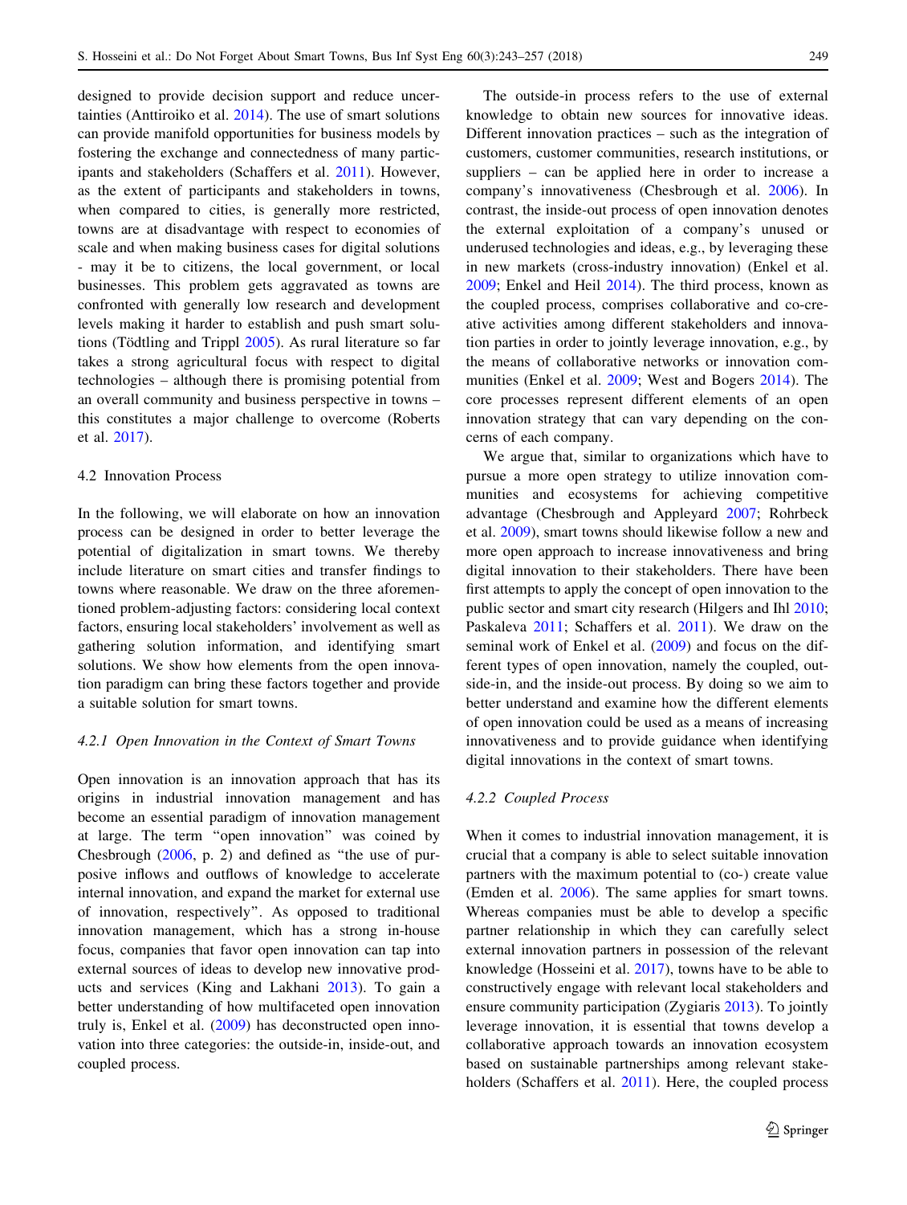designed to provide decision support and reduce uncertainties (Anttiroiko et al. 2014). The use of smart solutions can provide manifold opportunities for business models by fostering the exchange and connectedness of many participants and stakeholders (Schaffers et al. 2011). However, as the extent of participants and stakeholders in towns, when compared to cities, is generally more restricted, towns are at disadvantage with respect to economies of scale and when making business cases for digital solutions - may it be to citizens, the local government, or local businesses. This problem gets aggravated as towns are confronted with generally low research and development levels making it harder to establish and push smart solutions (Tödtling and Trippl 2005). As rural literature so far takes a strong agricultural focus with respect to digital technologies – although there is promising potential from an overall community and business perspective in towns – this constitutes a major challenge to overcome (Roberts et al. 2017).

### 4.2 Innovation Process

In the following, we will elaborate on how an innovation process can be designed in order to better leverage the potential of digitalization in smart towns. We thereby include literature on smart cities and transfer findings to towns where reasonable. We draw on the three aforementioned problem-adjusting factors: considering local context factors, ensuring local stakeholders' involvement as well as gathering solution information, and identifying smart solutions. We show how elements from the open innovation paradigm can bring these factors together and provide a suitable solution for smart towns.

#### 4.2.1 Open Innovation in the Context of Smart Towns

Open innovation is an innovation approach that has its origins in industrial innovation management and has become an essential paradigm of innovation management at large. The term "open innovation" was coined by Chesbrough (2006, p. 2) and defined as "the use of purposive inflows and outflows of knowledge to accelerate internal innovation, and expand the market for external use of innovation, respectively". As opposed to traditional innovation management, which has a strong in-house focus, companies that favor open innovation can tap into external sources of ideas to develop new innovative products and services (King and Lakhani 2013). To gain a better understanding of how multifaceted open innovation truly is, Enkel et al. (2009) has deconstructed open innovation into three categories: the outside-in, inside-out, and coupled process.

The outside-in process refers to the use of external knowledge to obtain new sources for innovative ideas. Different innovation practices – such as the integration of customers, customer communities, research institutions, or suppliers – can be applied here in order to increase a company's innovativeness (Chesbrough et al. 2006). In contrast, the inside-out process of open innovation denotes the external exploitation of a company's unused or underused technologies and ideas, e.g., by leveraging these in new markets (cross-industry innovation) (Enkel et al. 2009; Enkel and Heil 2014). The third process, known as the coupled process, comprises collaborative and co-creative activities among different stakeholders and innovation parties in order to jointly leverage innovation, e.g., by the means of collaborative networks or innovation communities (Enkel et al. 2009; West and Bogers 2014). The core processes represent different elements of an open innovation strategy that can vary depending on the concerns of each company.

We argue that, similar to organizations which have to pursue a more open strategy to utilize innovation communities and ecosystems for achieving competitive advantage (Chesbrough and Appleyard 2007; Rohrbeck et al. 2009), smart towns should likewise follow a new and more open approach to increase innovativeness and bring digital innovation to their stakeholders. There have been first attempts to apply the concept of open innovation to the public sector and smart city research (Hilgers and Ihl 2010; Paskaleva 2011; Schaffers et al. 2011). We draw on the seminal work of Enkel et al. (2009) and focus on the different types of open innovation, namely the coupled, outside-in, and the inside-out process. By doing so we aim to better understand and examine how the different elements of open innovation could be used as a means of increasing innovativeness and to provide guidance when identifying digital innovations in the context of smart towns.

#### 4.2.2 Coupled Process

When it comes to industrial innovation management, it is crucial that a company is able to select suitable innovation partners with the maximum potential to (co-) create value (Emden et al. 2006). The same applies for smart towns. Whereas companies must be able to develop a specific partner relationship in which they can carefully select external innovation partners in possession of the relevant knowledge (Hosseini et al. 2017), towns have to be able to constructively engage with relevant local stakeholders and ensure community participation (Zygiaris 2013). To jointly leverage innovation, it is essential that towns develop a collaborative approach towards an innovation ecosystem based on sustainable partnerships among relevant stakeholders (Schaffers et al. 2011). Here, the coupled process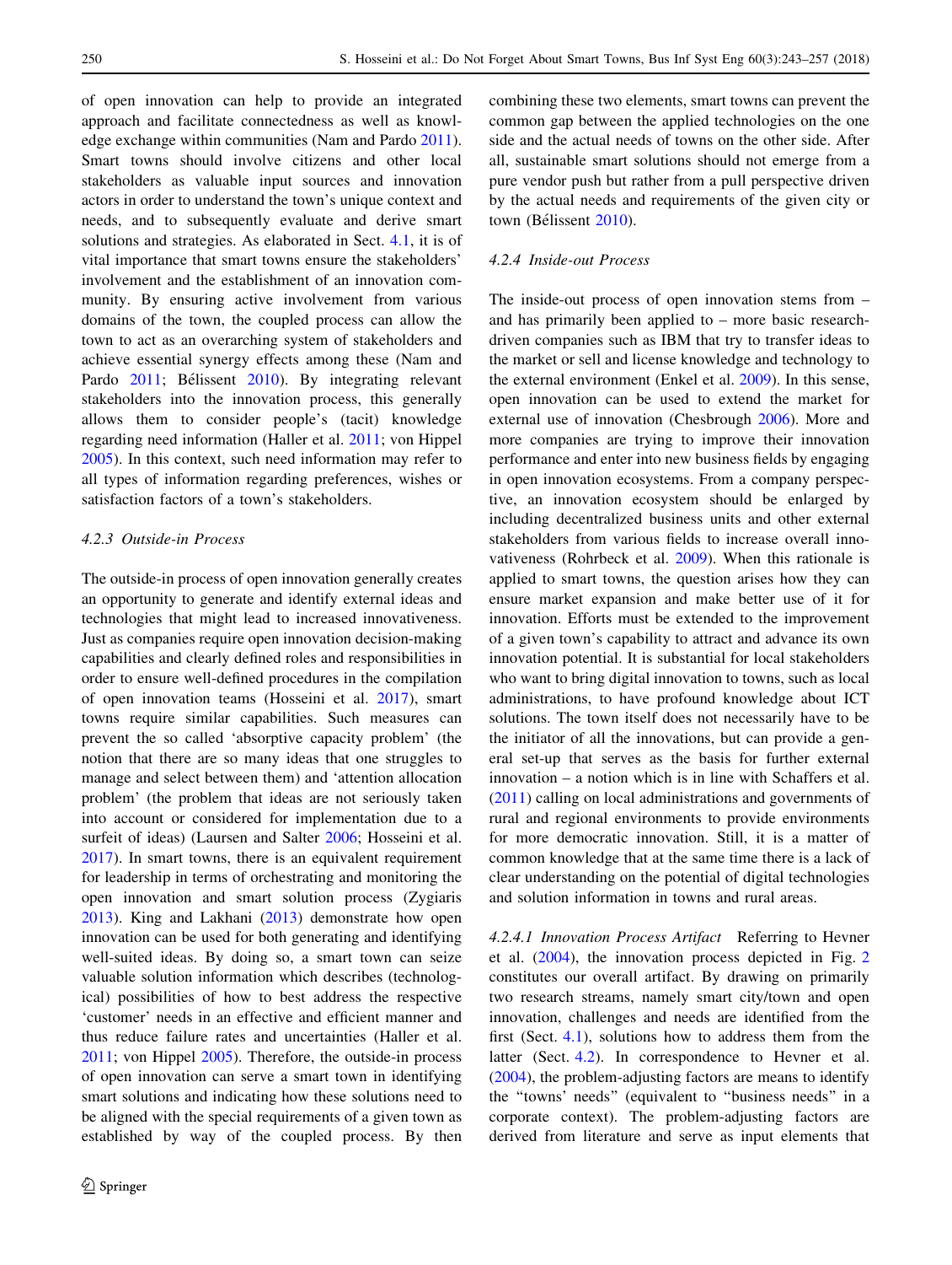of open innovation can help to provide an integrated approach and facilitate connectedness as well as knowledge exchange within communities (Nam and Pardo 2011). Smart towns should involve citizens and other local stakeholders as valuable input sources and innovation actors in order to understand the town's unique context and needs, and to subsequently evaluate and derive smart solutions and strategies. As elaborated in Sect. 4.1, it is of vital importance that smart towns ensure the stakeholders' involvement and the establishment of an innovation community. By ensuring active involvement from various domains of the town, the coupled process can allow the town to act as an overarching system of stakeholders and achieve essential synergy effects among these (Nam and Pardo 2011; Bélissent 2010). By integrating relevant stakeholders into the innovation process, this generally allows them to consider people's (tacit) knowledge regarding need information (Haller et al. 2011; von Hippel 2005). In this context, such need information may refer to all types of information regarding preferences, wishes or satisfaction factors of a town's stakeholders.

#### 4.2.3 Outside-in Process

The outside-in process of open innovation generally creates an opportunity to generate and identify external ideas and technologies that might lead to increased innovativeness. Just as companies require open innovation decision-making capabilities and clearly defined roles and responsibilities in order to ensure well-defined procedures in the compilation of open innovation teams (Hosseini et al. 2017), smart towns require similar capabilities. Such measures can prevent the so called 'absorptive capacity problem' (the notion that there are so many ideas that one struggles to manage and select between them) and 'attention allocation problem' (the problem that ideas are not seriously taken into account or considered for implementation due to a surfeit of ideas) (Laursen and Salter 2006; Hosseini et al. 2017). In smart towns, there is an equivalent requirement for leadership in terms of orchestrating and monitoring the open innovation and smart solution process (Zygiaris 2013). King and Lakhani (2013) demonstrate how open innovation can be used for both generating and identifying well-suited ideas. By doing so, a smart town can seize valuable solution information which describes (technological) possibilities of how to best address the respective 'customer' needs in an effective and efficient manner and thus reduce failure rates and uncertainties (Haller et al. 2011; von Hippel 2005). Therefore, the outside-in process of open innovation can serve a smart town in identifying smart solutions and indicating how these solutions need to be aligned with the special requirements of a given town as established by way of the coupled process. By then combining these two elements, smart towns can prevent the common gap between the applied technologies on the one side and the actual needs of towns on the other side. After all, sustainable smart solutions should not emerge from a pure vendor push but rather from a pull perspective driven by the actual needs and requirements of the given city or town (Bélissent 2010).

#### 4.2.4 Inside-out Process

The inside-out process of open innovation stems from – and has primarily been applied to – more basic research-driven companies such as IBM that try to transfer ideas to the market or sell and license knowledge and technology to the external environment (Enkel et al. 2009). In this sense, open innovation can be used to extend the market for external use of innovation (Chesbrough 2006). More and more companies are trying to improve their innovation performance and enter into new business fields by engaging in open innovation ecosystems. From a company perspective, an innovation ecosystem should be enlarged by including decentralized business units and other external stakeholders from various fields to increase overall innovativeness (Rohrbeck et al. 2009). When this rationale is applied to smart towns, the question arises how they can ensure market expansion and make better use of it for innovation. Efforts must be extended to the improvement of a given town's capability to attract and advance its own innovation potential. It is substantial for local stakeholders who want to bring digital innovation to towns, such as local administrations, to have profound knowledge about ICT solutions. The town itself does not necessarily have to be the initiator of all the innovations, but can provide a general set-up that serves as the basis for further external innovation – a notion which is in line with Schaffers et al. (2011) calling on local administrations and governments of rural and regional environments to provide environments for more democratic innovation. Still, it is a matter of common knowledge that at the same time there is a lack of clear understanding on the potential of digital technologies and solution information in towns and rural areas.

*4.2.4.1 Innovation Process Artifact* Referring to Hevner et al. (2004), the innovation process depicted in Fig. 2 constitutes our overall artifact. By drawing on primarily two research streams, namely smart city/town and open innovation, challenges and needs are identified from the first (Sect. 4.1), solutions how to address them from the latter (Sect. 4.2). In correspondence to Hevner et al. (2004), the problem-adjusting factors are means to identify the "towns' needs" (equivalent to "business needs" in a corporate context). The problem-adjusting factors are derived from literature and serve as input elements that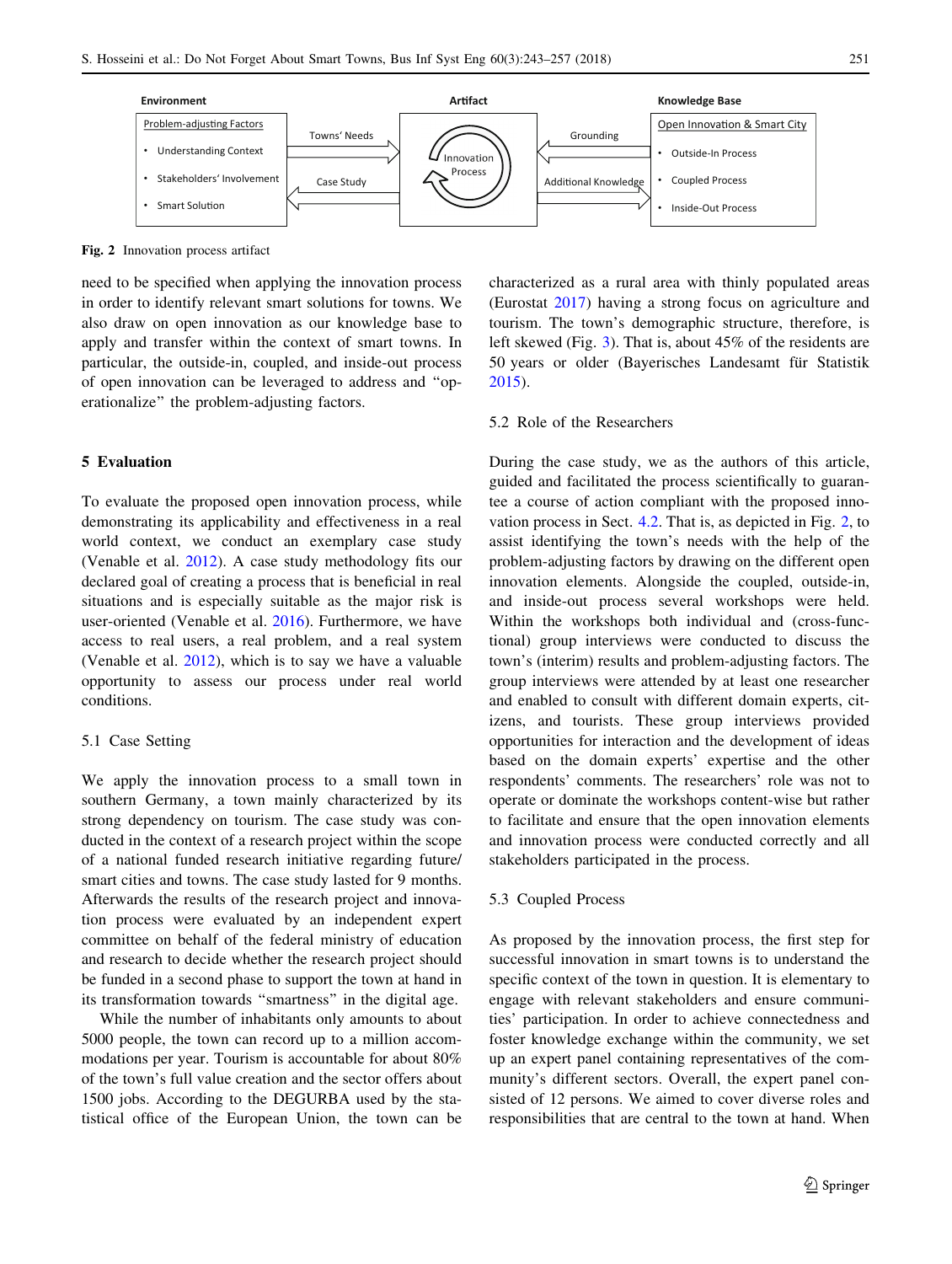| Environment | | Artifact | | Knowledge Base |
|---|---|---|---|---|
| Problem-adjusting Factors | Towns' Needs → | Innovation Process | ← Grounding | Open Innovation & Smart City |
| • Understanding Context<br>• Stakeholders' Involvement<br>• Smart Solution | ← Case Study | | Additional Knowledge → | • Outside-In Process<br>• Coupled Process<br>• Inside-Out Process |

**Fig. 2** Innovation process artifact

need to be specified when applying the innovation process in order to identify relevant smart solutions for towns. We also draw on open innovation as our knowledge base to apply and transfer within the context of smart towns. In particular, the outside-in, coupled, and inside-out process of open innovation can be leveraged to address and "operationalize" the problem-adjusting factors.

## 5 Evaluation

To evaluate the proposed open innovation process, while demonstrating its applicability and effectiveness in a real world context, we conduct an exemplary case study (Venable et al. 2012). A case study methodology fits our declared goal of creating a process that is beneficial in real situations and is especially suitable as the major risk is user-oriented (Venable et al. 2016). Furthermore, we have access to real users, a real problem, and a real system (Venable et al. 2012), which is to say we have a valuable opportunity to assess our process under real world conditions.

### 5.1 Case Setting

We apply the innovation process to a small town in southern Germany, a town mainly characterized by its strong dependency on tourism. The case study was conducted in the context of a research project within the scope of a national funded research initiative regarding future/smart cities and towns. The case study lasted for 9 months. Afterwards the results of the research project and innovation process were evaluated by an independent expert committee on behalf of the federal ministry of education and research to decide whether the research project should be funded in a second phase to support the town at hand in its transformation towards "smartness" in the digital age.

While the number of inhabitants only amounts to about 5000 people, the town can record up to a million accommodations per year. Tourism is accountable for about 80% of the town's full value creation and the sector offers about 1500 jobs. According to the DEGURBA used by the statistical office of the European Union, the town can be characterized as a rural area with thinly populated areas (Eurostat 2017) having a strong focus on agriculture and tourism. The town's demographic structure, therefore, is left skewed (Fig. 3). That is, about 45% of the residents are 50 years or older (Bayerisches Landesamt für Statistik 2015).

### 5.2 Role of the Researchers

During the case study, we as the authors of this article, guided and facilitated the process scientifically to guarantee a course of action compliant with the proposed innovation process in Sect. 4.2. That is, as depicted in Fig. 2, to assist identifying the town's needs with the help of the problem-adjusting factors by drawing on the different open innovation elements. Alongside the coupled, outside-in, and inside-out process several workshops were held. Within the workshops both individual and (cross-functional) group interviews were conducted to discuss the town's (interim) results and problem-adjusting factors. The group interviews were attended by at least one researcher and enabled to consult with different domain experts, citizens, and tourists. These group interviews provided opportunities for interaction and the development of ideas based on the domain experts' expertise and the other respondents' comments. The researchers' role was not to operate or dominate the workshops content-wise but rather to facilitate and ensure that the open innovation elements and innovation process were conducted correctly and all stakeholders participated in the process.

### 5.3 Coupled Process

As proposed by the innovation process, the first step for successful innovation in smart towns is to understand the specific context of the town in question. It is elementary to engage with relevant stakeholders and ensure communities' participation. In order to achieve connectedness and foster knowledge exchange within the community, we set up an expert panel containing representatives of the community's different sectors. Overall, the expert panel consisted of 12 persons. We aimed to cover diverse roles and responsibilities that are central to the town at hand. When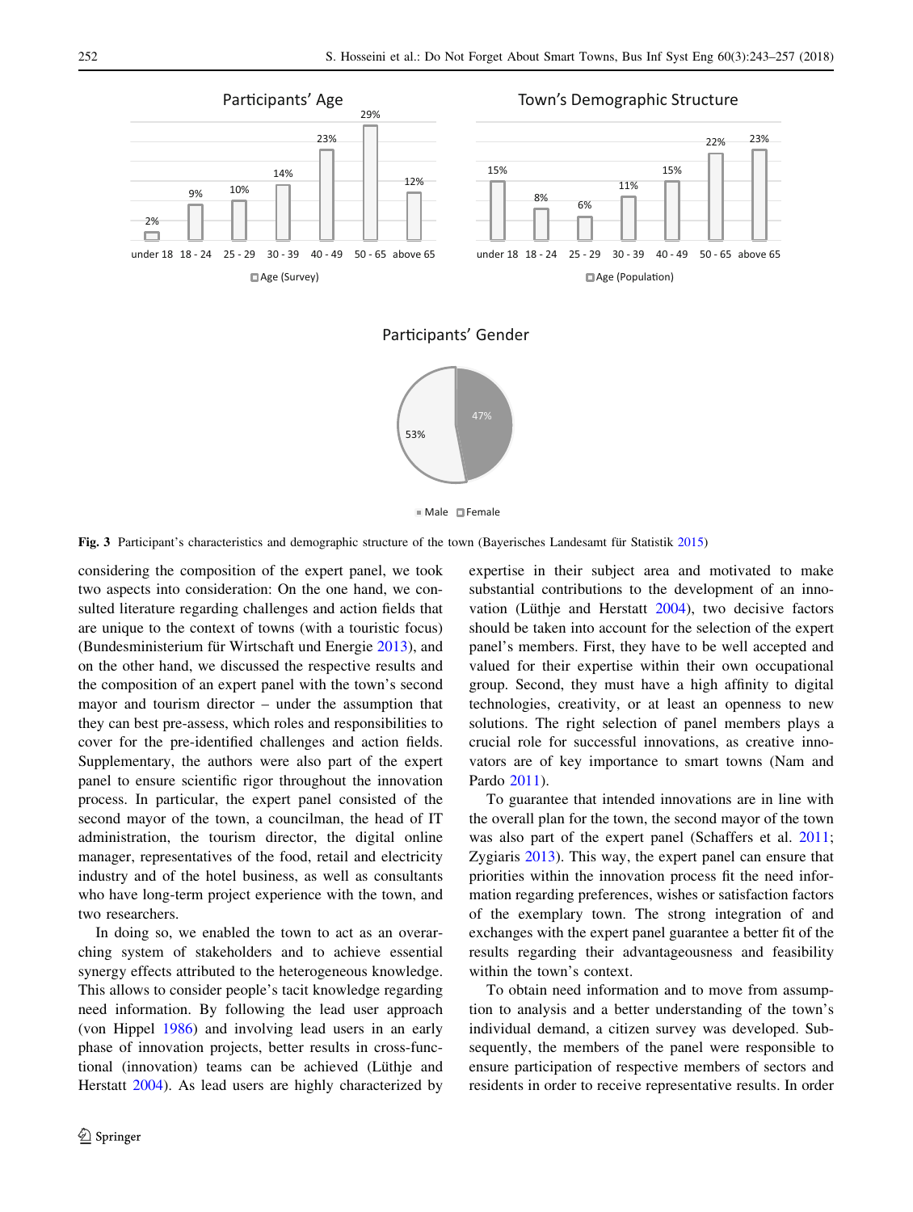Fig. 3 Participant's characteristics and demographic structure of the town (Bayerisches Landesamt für Statistik 2015)

considering the composition of the expert panel, we took two aspects into consideration: On the one hand, we consulted literature regarding challenges and action fields that are unique to the context of towns (with a touristic focus) (Bundesministerium für Wirtschaft und Energie 2013), and on the other hand, we discussed the respective results and the composition of an expert panel with the town's second mayor and tourism director – under the assumption that they can best pre-assess, which roles and responsibilities to cover for the pre-identified challenges and action fields. Supplementary, the authors were also part of the expert panel to ensure scientific rigor throughout the innovation process. In particular, the expert panel consisted of the second mayor of the town, a councilman, the head of IT administration, the tourism director, the digital online manager, representatives of the food, retail and electricity industry and of the hotel business, as well as consultants who have long-term project experience with the town, and two researchers.

In doing so, we enabled the town to act as an overarching system of stakeholders and to achieve essential synergy effects attributed to the heterogeneous knowledge. This allows to consider people's tacit knowledge regarding need information. By following the lead user approach (von Hippel 1986) and involving lead users in an early phase of innovation projects, better results in cross-functional (innovation) teams can be achieved (Lüthje and Herstatt 2004). As lead users are highly characterized by expertise in their subject area and motivated to make substantial contributions to the development of an innovation (Lüthje and Herstatt 2004), two decisive factors should be taken into account for the selection of the expert panel's members. First, they have to be well accepted and valued for their expertise within their own occupational group. Second, they must have a high affinity to digital technologies, creativity, or at least an openness to new solutions. The right selection of panel members plays a crucial role for successful innovations, as creative innovators are of key importance to smart towns (Nam and Pardo 2011).

To guarantee that intended innovations are in line with the overall plan for the town, the second mayor of the town was also part of the expert panel (Schaffers et al. 2011; Zygiaris 2013). This way, the expert panel can ensure that priorities within the innovation process fit the need information regarding preferences, wishes or satisfaction factors of the exemplary town. The strong integration of and exchanges with the expert panel guarantee a better fit of the results regarding their advantageousness and feasibility within the town's context.

To obtain need information and to move from assumption to analysis and a better understanding of the town's individual demand, a citizen survey was developed. Subsequently, the members of the panel were responsible to ensure participation of respective members of sectors and residents in order to receive representative results. In order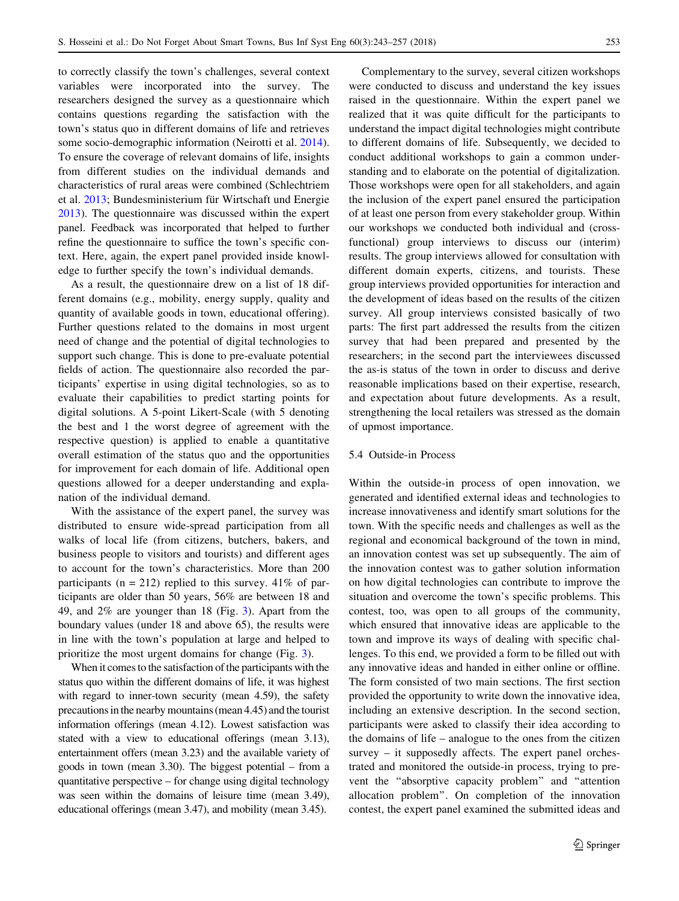to correctly classify the town's challenges, several context variables were incorporated into the survey. The researchers designed the survey as a questionnaire which contains questions regarding the satisfaction with the town's status quo in different domains of life and retrieves some socio-demographic information (Neirotti et al. 2014). To ensure the coverage of relevant domains of life, insights from different studies on the individual demands and characteristics of rural areas were combined (Schlechtriem et al. 2013; Bundesministerium für Wirtschaft und Energie 2013). The questionnaire was discussed within the expert panel. Feedback was incorporated that helped to further refine the questionnaire to suffice the town's specific context. Here, again, the expert panel provided inside knowledge to further specify the town's individual demands.

As a result, the questionnaire drew on a list of 18 different domains (e.g., mobility, energy supply, quality and quantity of available goods in town, educational offering). Further questions related to the domains in most urgent need of change and the potential of digital technologies to support such change. This is done to pre-evaluate potential fields of action. The questionnaire also recorded the participants' expertise in using digital technologies, so as to evaluate their capabilities to predict starting points for digital solutions. A 5-point Likert-Scale (with 5 denoting the best and 1 the worst degree of agreement with the respective question) is applied to enable a quantitative overall estimation of the status quo and the opportunities for improvement for each domain of life. Additional open questions allowed for a deeper understanding and explanation of the individual demand.

With the assistance of the expert panel, the survey was distributed to ensure wide-spread participation from all walks of local life (from citizens, butchers, bakers, and business people to visitors and tourists) and different ages to account for the town's characteristics. More than 200 participants ($n = 212$) replied to this survey. 41% of participants are older than 50 years, 56% are between 18 and 49, and 2% are younger than 18 (Fig. 3). Apart from the boundary values (under 18 and above 65), the results were in line with the town's population at large and helped to prioritize the most urgent domains for change (Fig. 3).

When it comes to the satisfaction of the participants with the status quo within the different domains of life, it was highest with regard to inner-town security (mean 4.59), the safety precautions in the nearby mountains (mean 4.45) and the tourist information offerings (mean 4.12). Lowest satisfaction was stated with a view to educational offerings (mean 3.13), entertainment offers (mean 3.23) and the available variety of goods in town (mean 3.30). The biggest potential – from a quantitative perspective – for change using digital technology was seen within the domains of leisure time (mean 3.49), educational offerings (mean 3.47), and mobility (mean 3.45).

Complementary to the survey, several citizen workshops were conducted to discuss and understand the key issues raised in the questionnaire. Within the expert panel we realized that it was quite difficult for the participants to understand the impact digital technologies might contribute to different domains of life. Subsequently, we decided to conduct additional workshops to gain a common understanding and to elaborate on the potential of digitalization. Those workshops were open for all stakeholders, and again the inclusion of the expert panel ensured the participation of at least one person from every stakeholder group. Within our workshops we conducted both individual and (cross-functional) group interviews to discuss our (interim) results. The group interviews allowed for consultation with different domain experts, citizens, and tourists. These group interviews provided opportunities for interaction and the development of ideas based on the results of the citizen survey. All group interviews consisted basically of two parts: The first part addressed the results from the citizen survey that had been prepared and presented by the researchers; in the second part the interviewees discussed the as-is status of the town in order to discuss and derive reasonable implications based on their expertise, research, and expectation about future developments. As a result, strengthening the local retailers was stressed as the domain of upmost importance.

### 5.4 Outside-in Process

Within the outside-in process of open innovation, we generated and identified external ideas and technologies to increase innovativeness and identify smart solutions for the town. With the specific needs and challenges as well as the regional and economical background of the town in mind, an innovation contest was set up subsequently. The aim of the innovation contest was to gather solution information on how digital technologies can contribute to improve the situation and overcome the town's specific problems. This contest, too, was open to all groups of the community, which ensured that innovative ideas are applicable to the town and improve its ways of dealing with specific challenges. To this end, we provided a form to be filled out with any innovative ideas and handed in either online or offline. The form consisted of two main sections. The first section provided the opportunity to write down the innovative idea, including an extensive description. In the second section, participants were asked to classify their idea according to the domains of life – analogue to the ones from the citizen survey – it supposedly affects. The expert panel orchestrated and monitored the outside-in process, trying to prevent the "absorptive capacity problem" and "attention allocation problem". On completion of the innovation contest, the expert panel examined the submitted ideas and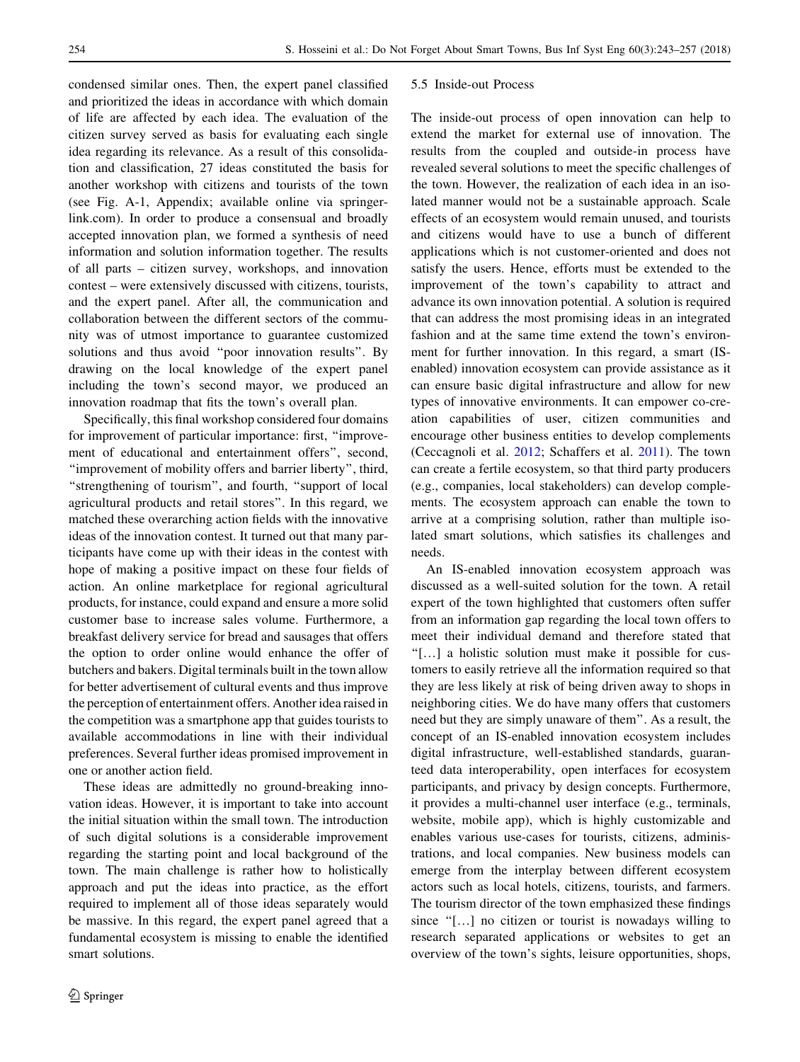condensed similar ones. Then, the expert panel classified and prioritized the ideas in accordance with which domain of life are affected by each idea. The evaluation of the citizen survey served as basis for evaluating each single idea regarding its relevance. As a result of this consolidation and classification, 27 ideas constituted the basis for another workshop with citizens and tourists of the town (see Fig. A-1, Appendix; available online via springerlink.com). In order to produce a consensual and broadly accepted innovation plan, we formed a synthesis of need information and solution information together. The results of all parts – citizen survey, workshops, and innovation contest – were extensively discussed with citizens, tourists, and the expert panel. After all, the communication and collaboration between the different sectors of the community was of utmost importance to guarantee customized solutions and thus avoid "poor innovation results". By drawing on the local knowledge of the expert panel including the town's second mayor, we produced an innovation roadmap that fits the town's overall plan.

Specifically, this final workshop considered four domains for improvement of particular importance: first, "improvement of educational and entertainment offers", second, "improvement of mobility offers and barrier liberty", third, "strengthening of tourism", and fourth, "support of local agricultural products and retail stores". In this regard, we matched these overarching action fields with the innovative ideas of the innovation contest. It turned out that many participants have come up with their ideas in the contest with hope of making a positive impact on these four fields of action. An online marketplace for regional agricultural products, for instance, could expand and ensure a more solid customer base to increase sales volume. Furthermore, a breakfast delivery service for bread and sausages that offers the option to order online would enhance the offer of butchers and bakers. Digital terminals built in the town allow for better advertisement of cultural events and thus improve the perception of entertainment offers. Another idea raised in the competition was a smartphone app that guides tourists to available accommodations in line with their individual preferences. Several further ideas promised improvement in one or another action field.

These ideas are admittedly no ground-breaking innovation ideas. However, it is important to take into account the initial situation within the small town. The introduction of such digital solutions is a considerable improvement regarding the starting point and local background of the town. The main challenge is rather how to holistically approach and put the ideas into practice, as the effort required to implement all of those ideas separately would be massive. In this regard, the expert panel agreed that a fundamental ecosystem is missing to enable the identified smart solutions.

### 5.5 Inside-out Process

The inside-out process of open innovation can help to extend the market for external use of innovation. The results from the coupled and outside-in process have revealed several solutions to meet the specific challenges of the town. However, the realization of each idea in an isolated manner would not be a sustainable approach. Scale effects of an ecosystem would remain unused, and tourists and citizens would have to use a bunch of different applications which is not customer-oriented and does not satisfy the users. Hence, efforts must be extended to the improvement of the town's capability to attract and advance its own innovation potential. A solution is required that can address the most promising ideas in an integrated fashion and at the same time extend the town's environment for further innovation. In this regard, a smart (IS-enabled) innovation ecosystem can provide assistance as it can ensure basic digital infrastructure and allow for new types of innovative environments. It can empower co-creation capabilities of user, citizen communities and encourage other business entities to develop complements (Ceccagnoli et al. 2012; Schaffers et al. 2011). The town can create a fertile ecosystem, so that third party producers (e.g., companies, local stakeholders) can develop complements. The ecosystem approach can enable the town to arrive at a comprising solution, rather than multiple isolated smart solutions, which satisfies its challenges and needs.

An IS-enabled innovation ecosystem approach was discussed as a well-suited solution for the town. A retail expert of the town highlighted that customers often suffer from an information gap regarding the local town offers to meet their individual demand and therefore stated that "[…] a holistic solution must make it possible for customers to easily retrieve all the information required so that they are less likely at risk of being driven away to shops in neighboring cities. We do have many offers that customers need but they are simply unaware of them". As a result, the concept of an IS-enabled innovation ecosystem includes digital infrastructure, well-established standards, guaranteed data interoperability, open interfaces for ecosystem participants, and privacy by design concepts. Furthermore, it provides a multi-channel user interface (e.g., terminals, website, mobile app), which is highly customizable and enables various use-cases for tourists, citizens, administrations, and local companies. New business models can emerge from the interplay between different ecosystem actors such as local hotels, citizens, tourists, and farmers. The tourism director of the town emphasized these findings since "[…] no citizen or tourist is nowadays willing to research separated applications or websites to get an overview of the town's sights, leisure opportunities, shops,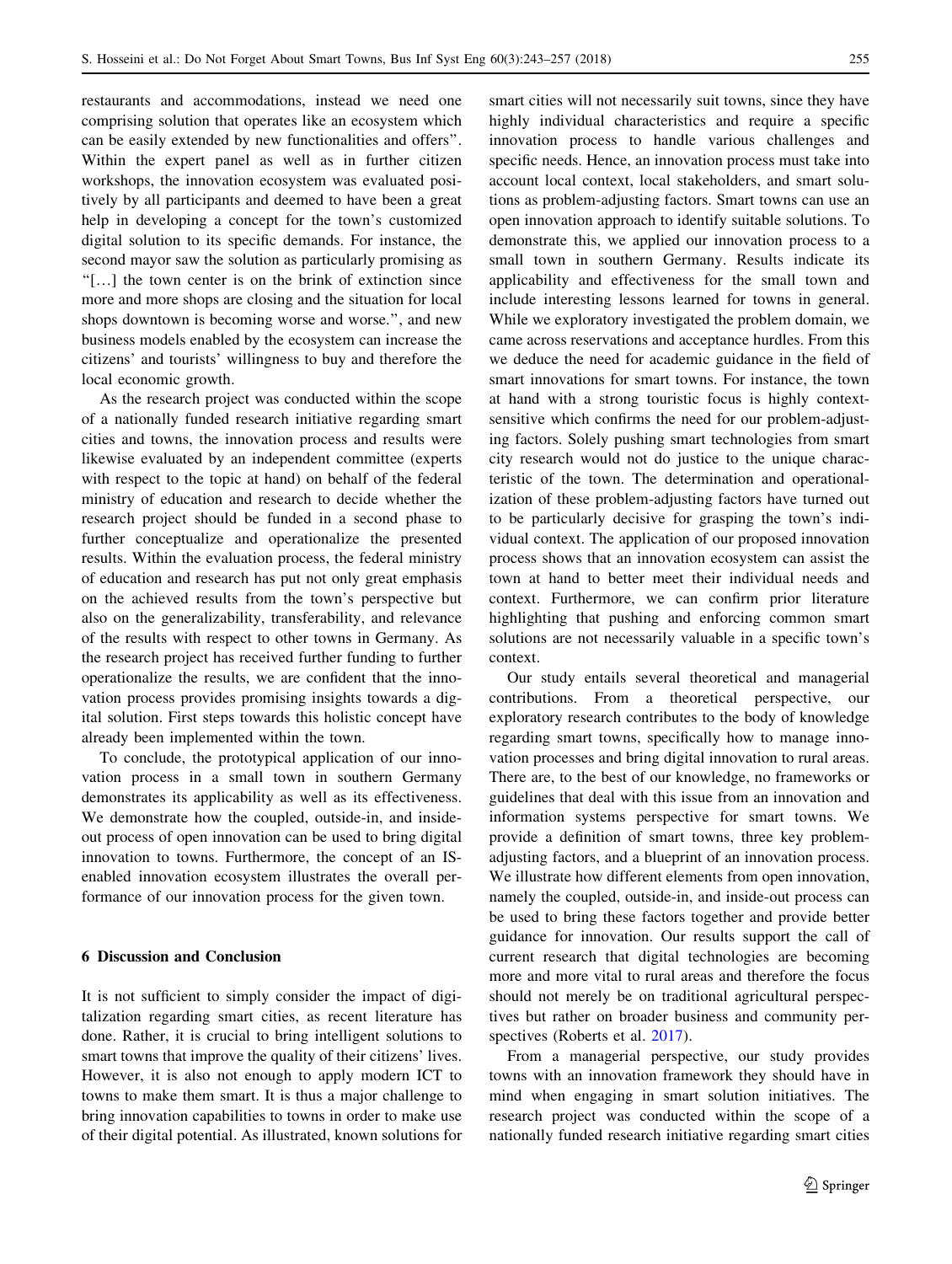restaurants and accommodations, instead we need one comprising solution that operates like an ecosystem which can be easily extended by new functionalities and offers". Within the expert panel as well as in further citizen workshops, the innovation ecosystem was evaluated positively by all participants and deemed to have been a great help in developing a concept for the town's customized digital solution to its specific demands. For instance, the second mayor saw the solution as particularly promising as "[…] the town center is on the brink of extinction since more and more shops are closing and the situation for local shops downtown is becoming worse and worse.", and new business models enabled by the ecosystem can increase the citizens' and tourists' willingness to buy and therefore the local economic growth.

As the research project was conducted within the scope of a nationally funded research initiative regarding smart cities and towns, the innovation process and results were likewise evaluated by an independent committee (experts with respect to the topic at hand) on behalf of the federal ministry of education and research to decide whether the research project should be funded in a second phase to further conceptualize and operationalize the presented results. Within the evaluation process, the federal ministry of education and research has put not only great emphasis on the achieved results from the town's perspective but also on the generalizability, transferability, and relevance of the results with respect to other towns in Germany. As the research project has received further funding to further operationalize the results, we are confident that the innovation process provides promising insights towards a digital solution. First steps towards this holistic concept have already been implemented within the town.

To conclude, the prototypical application of our innovation process in a small town in southern Germany demonstrates its applicability as well as its effectiveness. We demonstrate how the coupled, outside-in, and inside-out process of open innovation can be used to bring digital innovation to towns. Furthermore, the concept of an IS-enabled innovation ecosystem illustrates the overall performance of our innovation process for the given town.

## 6 Discussion and Conclusion

It is not sufficient to simply consider the impact of digitalization regarding smart cities, as recent literature has done. Rather, it is crucial to bring intelligent solutions to smart towns that improve the quality of their citizens' lives. However, it is also not enough to apply modern ICT to towns to make them smart. It is thus a major challenge to bring innovation capabilities to towns in order to make use of their digital potential. As illustrated, known solutions for smart cities will not necessarily suit towns, since they have highly individual characteristics and require a specific innovation process to handle various challenges and specific needs. Hence, an innovation process must take into account local context, local stakeholders, and smart solutions as problem-adjusting factors. Smart towns can use an open innovation approach to identify suitable solutions. To demonstrate this, we applied our innovation process to a small town in southern Germany. Results indicate its applicability and effectiveness for the small town and include interesting lessons learned for towns in general. While we exploratory investigated the problem domain, we came across reservations and acceptance hurdles. From this we deduce the need for academic guidance in the field of smart innovations for smart towns. For instance, the town at hand with a strong touristic focus is highly context-sensitive which confirms the need for our problem-adjusting factors. Solely pushing smart technologies from smart city research would not do justice to the unique characteristic of the town. The determination and operationalization of these problem-adjusting factors have turned out to be particularly decisive for grasping the town's individual context. The application of our proposed innovation process shows that an innovation ecosystem can assist the town at hand to better meet their individual needs and context. Furthermore, we can confirm prior literature highlighting that pushing and enforcing common smart solutions are not necessarily valuable in a specific town's context.

Our study entails several theoretical and managerial contributions. From a theoretical perspective, our exploratory research contributes to the body of knowledge regarding smart towns, specifically how to manage innovation processes and bring digital innovation to rural areas. There are, to the best of our knowledge, no frameworks or guidelines that deal with this issue from an innovation and information systems perspective for smart towns. We provide a definition of smart towns, three key problem-adjusting factors, and a blueprint of an innovation process. We illustrate how different elements from open innovation, namely the coupled, outside-in, and inside-out process can be used to bring these factors together and provide better guidance for innovation. Our results support the call of current research that digital technologies are becoming more and more vital to rural areas and therefore the focus should not merely be on traditional agricultural perspectives but rather on broader business and community perspectives (Roberts et al. 2017).

From a managerial perspective, our study provides towns with an innovation framework they should have in mind when engaging in smart solution initiatives. The research project was conducted within the scope of a nationally funded research initiative regarding smart cities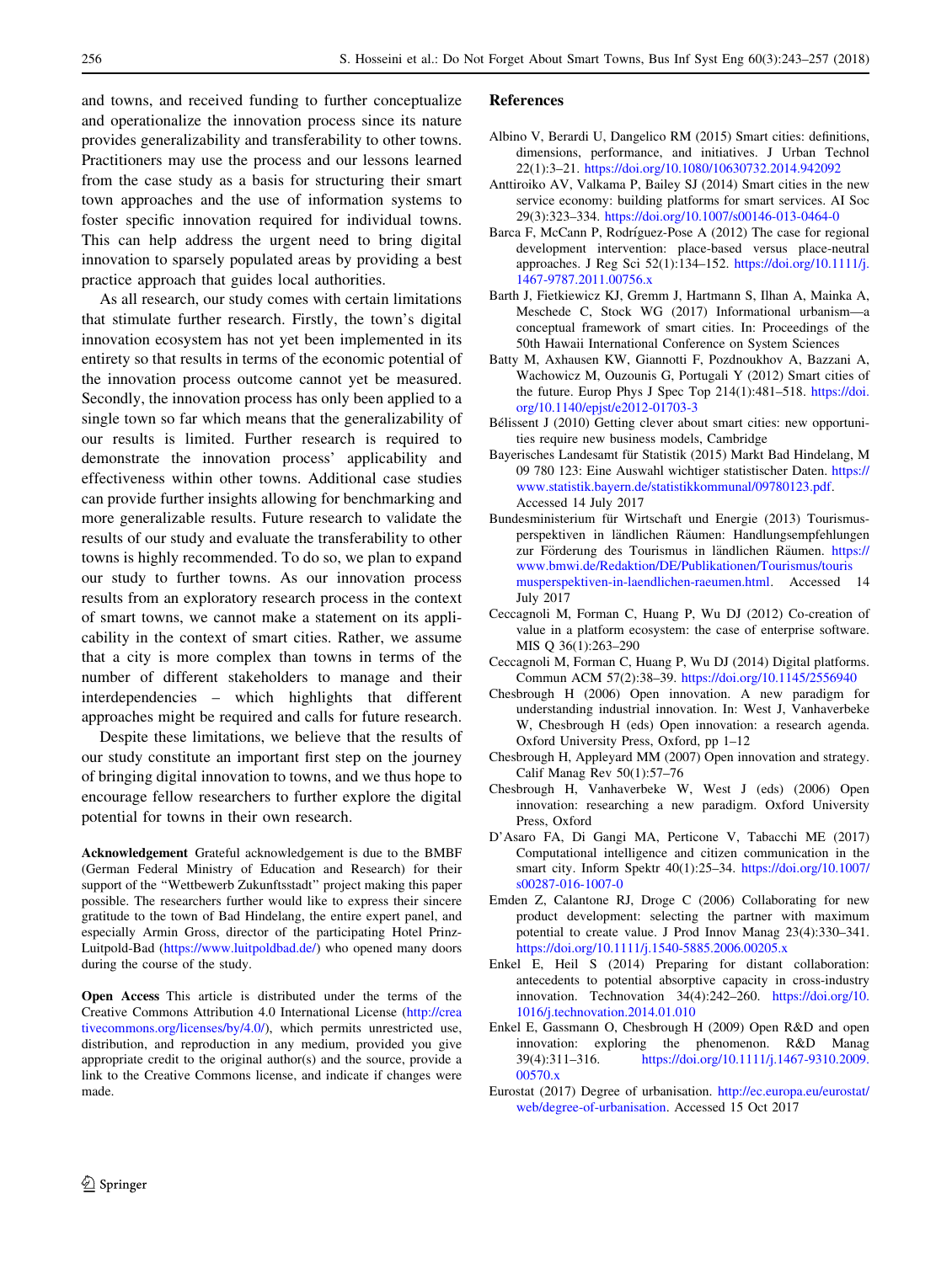and towns, and received funding to further conceptualize and operationalize the innovation process since its nature provides generalizability and transferability to other towns. Practitioners may use the process and our lessons learned from the case study as a basis for structuring their smart town approaches and the use of information systems to foster specific innovation required for individual towns. This can help address the urgent need to bring digital innovation to sparsely populated areas by providing a best practice approach that guides local authorities.

As all research, our study comes with certain limitations that stimulate further research. Firstly, the town's digital innovation ecosystem has not yet been implemented in its entirety so that results in terms of the economic potential of the innovation process outcome cannot yet be measured. Secondly, the innovation process has only been applied to a single town so far which means that the generalizability of our results is limited. Further research is required to demonstrate the innovation process' applicability and effectiveness within other towns. Additional case studies can provide further insights allowing for benchmarking and more generalizable results. Future research to validate the results of our study and evaluate the transferability to other towns is highly recommended. To do so, we plan to expand our study to further towns. As our innovation process results from an exploratory research process in the context of smart towns, we cannot make a statement on its applicability in the context of smart cities. Rather, we assume that a city is more complex than towns in terms of the number of different stakeholders to manage and their interdependencies – which highlights that different approaches might be required and calls for future research.

Despite these limitations, we believe that the results of our study constitute an important first step on the journey of bringing digital innovation to towns, and we thus hope to encourage fellow researchers to further explore the digital potential for towns in their own research.

**Acknowledgement** Grateful acknowledgement is due to the BMBF (German Federal Ministry of Education and Research) for their support of the "Wettbewerb Zukunftsstadt" project making this paper possible. The researchers further would like to express their sincere gratitude to the town of Bad Hindelang, the entire expert panel, and especially Armin Gross, director of the participating Hotel Prinz-Luitpold-Bad (https://www.luitpoldbad.de/) who opened many doors during the course of the study.

**Open Access** This article is distributed under the terms of the Creative Commons Attribution 4.0 International License (http://creativecommons.org/licenses/by/4.0/), which permits unrestricted use, distribution, and reproduction in any medium, provided you give appropriate credit to the original author(s) and the source, provide a link to the Creative Commons license, and indicate if changes were made.

## References

Albino V, Berardi U, Dangelico RM (2015) Smart cities: definitions, dimensions, performance, and initiatives. J Urban Technol 22(1):3–21. https://doi.org/10.1080/10630732.2014.942092

Anttiroiko AV, Valkama P, Bailey SJ (2014) Smart cities in the new service economy: building platforms for smart services. AI Soc 29(3):323–334. https://doi.org/10.1007/s00146-013-0464-0

Barca F, McCann P, Rodríguez-Pose A (2012) The case for regional development intervention: place-based versus place-neutral approaches. J Reg Sci 52(1):134–152. https://doi.org/10.1111/j.1467-9787.2011.00756.x

Barth J, Fietkiewicz KJ, Gremm J, Hartmann S, Ilhan A, Mainka A, Meschede C, Stock WG (2017) Informational urbanism—a conceptual framework of smart cities. In: Proceedings of the 50th Hawaii International Conference on System Sciences

Batty M, Axhausen KW, Giannotti F, Pozdnoukhov A, Bazzani A, Wachowicz M, Ouzounis G, Portugali Y (2012) Smart cities of the future. Europ Phys J Spec Top 214(1):481–518. https://doi.org/10.1140/epjst/e2012-01703-3

Bélissent J (2010) Getting clever about smart cities: new opportunities require new business models, Cambridge

Bayerisches Landesamt für Statistik (2015) Markt Bad Hindelang, M 09 780 123: Eine Auswahl wichtiger statistischer Daten. https://www.statistik.bayern.de/statistikkommunal/09780123.pdf. Accessed 14 July 2017

Bundesministerium für Wirtschaft und Energie (2013) Tourismusperspektiven in ländlichen Räumen: Handlungsempfehlungen zur Förderung des Tourismus in ländlichen Räumen. https://www.bmwi.de/Redaktion/DE/Publikationen/Tourismus/tourismusperspektiven-in-laendlichen-raeumen.html. Accessed 14 July 2017

Ceccagnoli M, Forman C, Huang P, Wu DJ (2012) Co-creation of value in a platform ecosystem: the case of enterprise software. MIS Q 36(1):263–290

Ceccagnoli M, Forman C, Huang P, Wu DJ (2014) Digital platforms. Commun ACM 57(2):38–39. https://doi.org/10.1145/2556940

Chesbrough H (2006) Open innovation. A new paradigm for understanding industrial innovation. In: West J, Vanhaverbeke W, Chesbrough H (eds) Open innovation: a research agenda. Oxford University Press, Oxford, pp 1–12

Chesbrough H, Appleyard MM (2007) Open innovation and strategy. Calif Manag Rev 50(1):57–76

Chesbrough H, Vanhaverbeke W, West J (eds) (2006) Open innovation: researching a new paradigm. Oxford University Press, Oxford

D'Asaro FA, Di Gangi MA, Perticone V, Tabacchi ME (2017) Computational intelligence and citizen communication in the smart city. Inform Spektr 40(1):25–34. https://doi.org/10.1007/s00287-016-1007-0

Emden Z, Calantone RJ, Droge C (2006) Collaborating for new product development: selecting the partner with maximum potential to create value. J Prod Innov Manag 23(4):330–341. https://doi.org/10.1111/j.1540-5885.2006.00205.x

Enkel E, Heil S (2014) Preparing for distant collaboration: antecedents to potential absorptive capacity in cross-industry innovation. Technovation 34(4):242–260. https://doi.org/10.1016/j.technovation.2014.01.010

Enkel E, Gassmann O, Chesbrough H (2009) Open R&D and open innovation: exploring the phenomenon. R&D Manag 39(4):311–316. https://doi.org/10.1111/j.1467-9310.2009.00570.x

Eurostat (2017) Degree of urbanisation. http://ec.europa.eu/eurostat/web/degree-of-urbanisation. Accessed 15 Oct 2017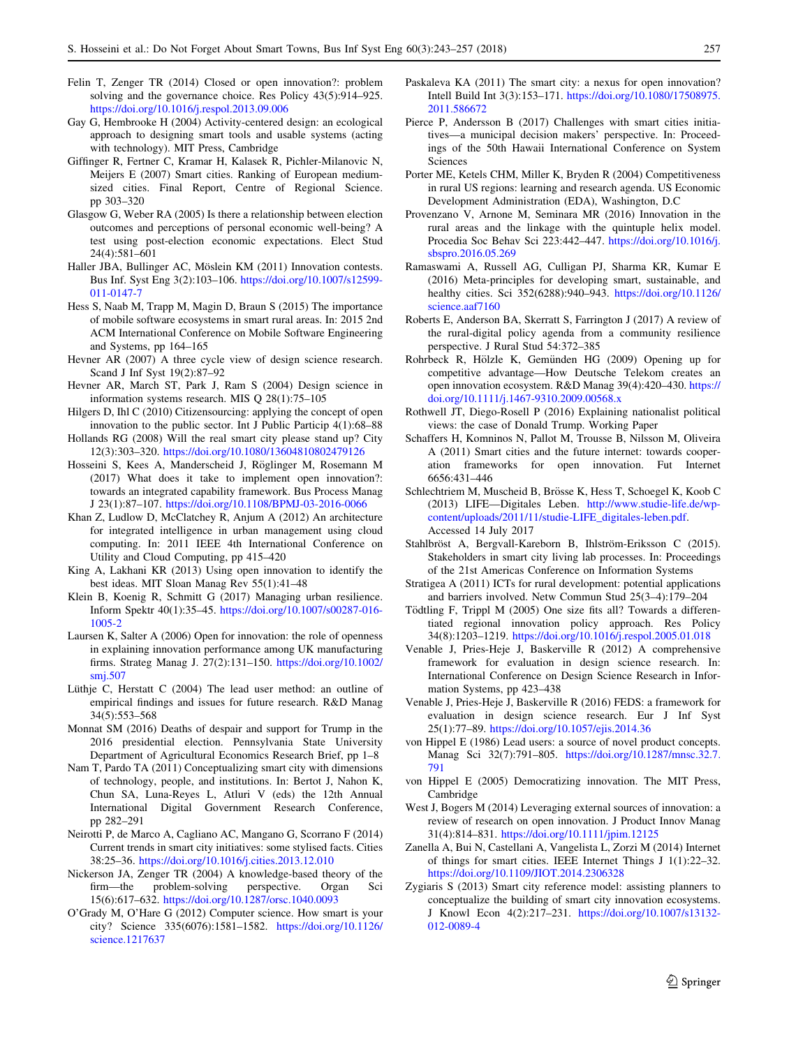Felin T, Zenger TR (2014) Closed or open innovation?: problem solving and the governance choice. Res Policy 43(5):914–925. https://doi.org/10.1016/j.respol.2013.09.006

Gay G, Hembrooke H (2004) Activity-centered design: an ecological approach to designing smart tools and usable systems (acting with technology). MIT Press, Cambridge

Giffinger R, Fertner C, Kramar H, Kalasek R, Pichler-Milanovic N, Meijers E (2007) Smart cities. Ranking of European medium-sized cities. Final Report, Centre of Regional Science. pp 303–320

Glasgow G, Weber RA (2005) Is there a relationship between election outcomes and perceptions of personal economic well-being? A test using post-election economic expectations. Elect Stud 24(4):581–601

Haller JBA, Bullinger AC, Möslein KM (2011) Innovation contests. Bus Inf. Syst Eng 3(2):103–106. https://doi.org/10.1007/s12599-011-0147-7

Hess S, Naab M, Trapp M, Magin D, Braun S (2015) The importance of mobile software ecosystems in smart rural areas. In: 2015 2nd ACM International Conference on Mobile Software Engineering and Systems, pp 164–165

Hevner AR (2007) A three cycle view of design science research. Scand J Inf Syst 19(2):87–92

Hevner AR, March ST, Park J, Ram S (2004) Design science in information systems research. MIS Q 28(1):75–105

Hilgers D, Ihl C (2010) Citizensourcing: applying the concept of open innovation to the public sector. Int J Public Particip 4(1):68–88

Hollands RG (2008) Will the real smart city please stand up? City 12(3):303–320. https://doi.org/10.1080/13604810802479126

Hosseini S, Kees A, Manderscheid J, Röglinger M, Rosemann M (2017) What does it take to implement open innovation?: towards an integrated capability framework. Bus Process Manag J 23(1):87–107. https://doi.org/10.1108/BPMJ-03-2016-0066

Khan Z, Ludlow D, McClatchey R, Anjum A (2012) An architecture for integrated intelligence in urban management using cloud computing. In: 2011 IEEE 4th International Conference on Utility and Cloud Computing, pp 415–420

King A, Lakhani KR (2013) Using open innovation to identify the best ideas. MIT Sloan Manag Rev 55(1):41–48

Klein B, Koenig R, Schmitt G (2017) Managing urban resilience. Inform Spektr 40(1):35–45. https://doi.org/10.1007/s00287-016-1005-2

Laursen K, Salter A (2006) Open for innovation: the role of openness in explaining innovation performance among UK manufacturing firms. Strateg Manag J. 27(2):131–150. https://doi.org/10.1002/smj.507

Lüthje C, Herstatt C (2004) The lead user method: an outline of empirical findings and issues for future research. R&D Manag 34(5):553–568

Monnat SM (2016) Deaths of despair and support for Trump in the 2016 presidential election. Pennsylvania State University Department of Agricultural Economics Research Brief, pp 1–8

Nam T, Pardo TA (2011) Conceptualizing smart city with dimensions of technology, people, and institutions. In: Bertot J, Nahon K, Chun SA, Luna-Reyes L, Atluri V (eds) the 12th Annual International Digital Government Research Conference, pp 282–291

Neirotti P, de Marco A, Cagliano AC, Mangano G, Scorrano F (2014) Current trends in smart city initiatives: some stylised facts. Cities 38:25–36. https://doi.org/10.1016/j.cities.2013.12.010

Nickerson JA, Zenger TR (2004) A knowledge-based theory of the firm—the problem-solving perspective. Organ Sci 15(6):617–632. https://doi.org/10.1287/orsc.1040.0093

O'Grady M, O'Hare G (2012) Computer science. How smart is your city? Science 335(6076):1581–1582. https://doi.org/10.1126/science.1217637

Paskaleva KA (2011) The smart city: a nexus for open innovation? Intell Build Int 3(3):153–171. https://doi.org/10.1080/17508975.2011.586672

Pierce P, Andersson B (2017) Challenges with smart cities initiatives—a municipal decision makers' perspective. In: Proceedings of the 50th Hawaii International Conference on System Sciences

Porter ME, Ketels CHM, Miller K, Bryden R (2004) Competitiveness in rural US regions: learning and research agenda. US Economic Development Administration (EDA), Washington, D.C

Provenzano V, Arnone M, Seminara MR (2016) Innovation in the rural areas and the linkage with the quintuple helix model. Procedia Soc Behav Sci 223:442–447. https://doi.org/10.1016/j.sbspro.2016.05.269

Ramaswami A, Russell AG, Culligan PJ, Sharma KR, Kumar E (2016) Meta-principles for developing smart, sustainable, and healthy cities. Sci 352(6288):940–943. https://doi.org/10.1126/science.aaf7160

Roberts E, Anderson BA, Skerratt S, Farrington J (2017) A review of the rural-digital policy agenda from a community resilience perspective. J Rural Stud 54:372–385

Rohrbeck R, Hölzle K, Gemünden HG (2009) Opening up for competitive advantage—How Deutsche Telekom creates an open innovation ecosystem. R&D Manag 39(4):420–430. https://doi.org/10.1111/j.1467-9310.2009.00568.x

Rothwell JT, Diego-Rosell P (2016) Explaining nationalist political views: the case of Donald Trump. Working Paper

Schaffers H, Komninos N, Pallot M, Trousse B, Nilsson M, Oliveira A (2011) Smart cities and the future internet: towards cooperation frameworks for open innovation. Fut Internet 6656:431–446

Schlechtriem M, Muscheid B, Brösse K, Hess T, Schoegel K, Koob C (2013) LIFE—Digitales Leben. http://www.studie-life.de/wp-content/uploads/2011/11/studie-LIFE_digitales-leben.pdf. Accessed 14 July 2017

Stahlbröst A, Bergvall-Kareborn B, Ihlström-Eriksson C (2015). Stakeholders in smart city living lab processes. In: Proceedings of the 21st Americas Conference on Information Systems

Stratigea A (2011) ICTs for rural development: potential applications and barriers involved. Netw Commun Stud 25(3–4):179–204

Tödtling F, Trippl M (2005) One size fits all? Towards a differentiated regional innovation policy approach. Res Policy 34(8):1203–1219. https://doi.org/10.1016/j.respol.2005.01.018

Venable J, Pries-Heje J, Baskerville R (2012) A comprehensive framework for evaluation in design science research. In: International Conference on Design Science Research in Information Systems, pp 423–438

Venable J, Pries-Heje J, Baskerville R (2016) FEDS: a framework for evaluation in design science research. Eur J Inf Syst 25(1):77–89. https://doi.org/10.1057/ejis.2014.36

von Hippel E (1986) Lead users: a source of novel product concepts. Manag Sci 32(7):791–805. https://doi.org/10.1287/mnsc.32.7.791

von Hippel E (2005) Democratizing innovation. The MIT Press, Cambridge

West J, Bogers M (2014) Leveraging external sources of innovation: a review of research on open innovation. J Product Innov Manag 31(4):814–831. https://doi.org/10.1111/jpim.12125

Zanella A, Bui N, Castellani A, Vangelista L, Zorzi M (2014) Internet of things for smart cities. IEEE Internet Things J 1(1):22–32. https://doi.org/10.1109/JIOT.2014.2306328

Zygiaris S (2013) Smart city reference model: assisting planners to conceptualize the building of smart city innovation ecosystems. J Knowl Econ 4(2):217–231. https://doi.org/10.1007/s13132-012-0089-4